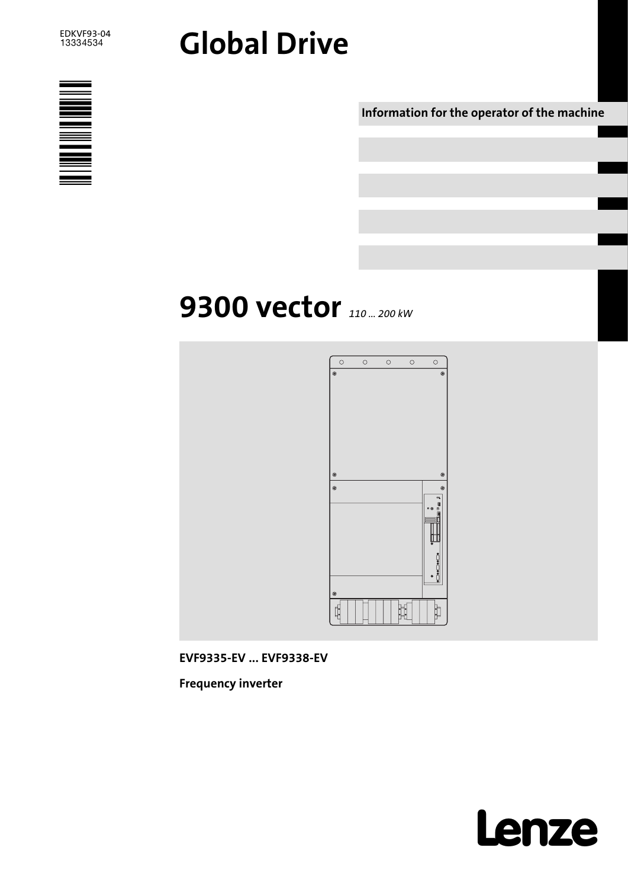EDKVF93-04
13334534

# Global Drive

Information for the operator of the machine

# 9300 vector *110 ... 200 kW*

**EVF9335-EV ... EVF9338-EV**

**Frequency inverter**

Lenze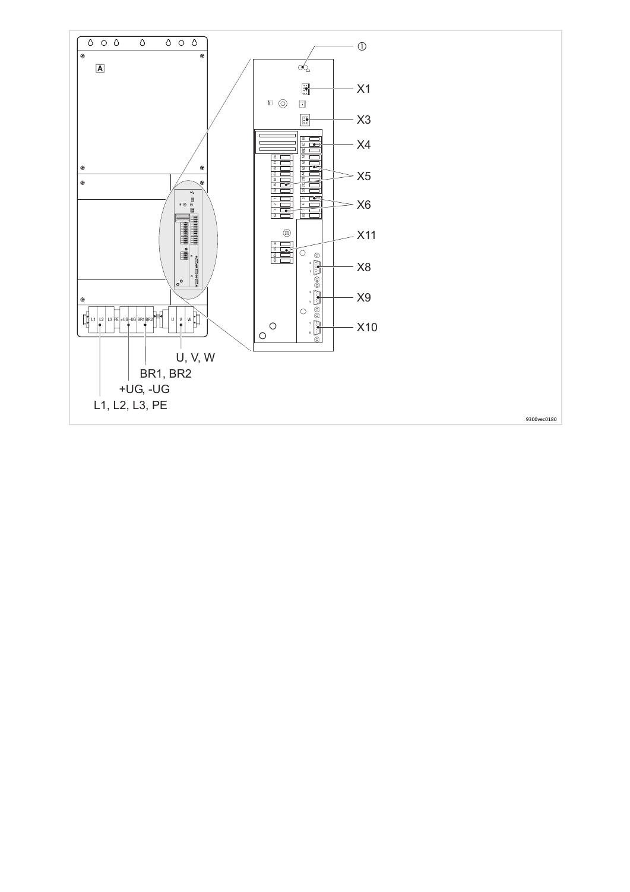①

X1

X3

X4

X5

X6

X11

X8

X9

X10

U, V, W

BR1, BR2

+UG, -UG

L1, L2, L3, PE

9300vec0180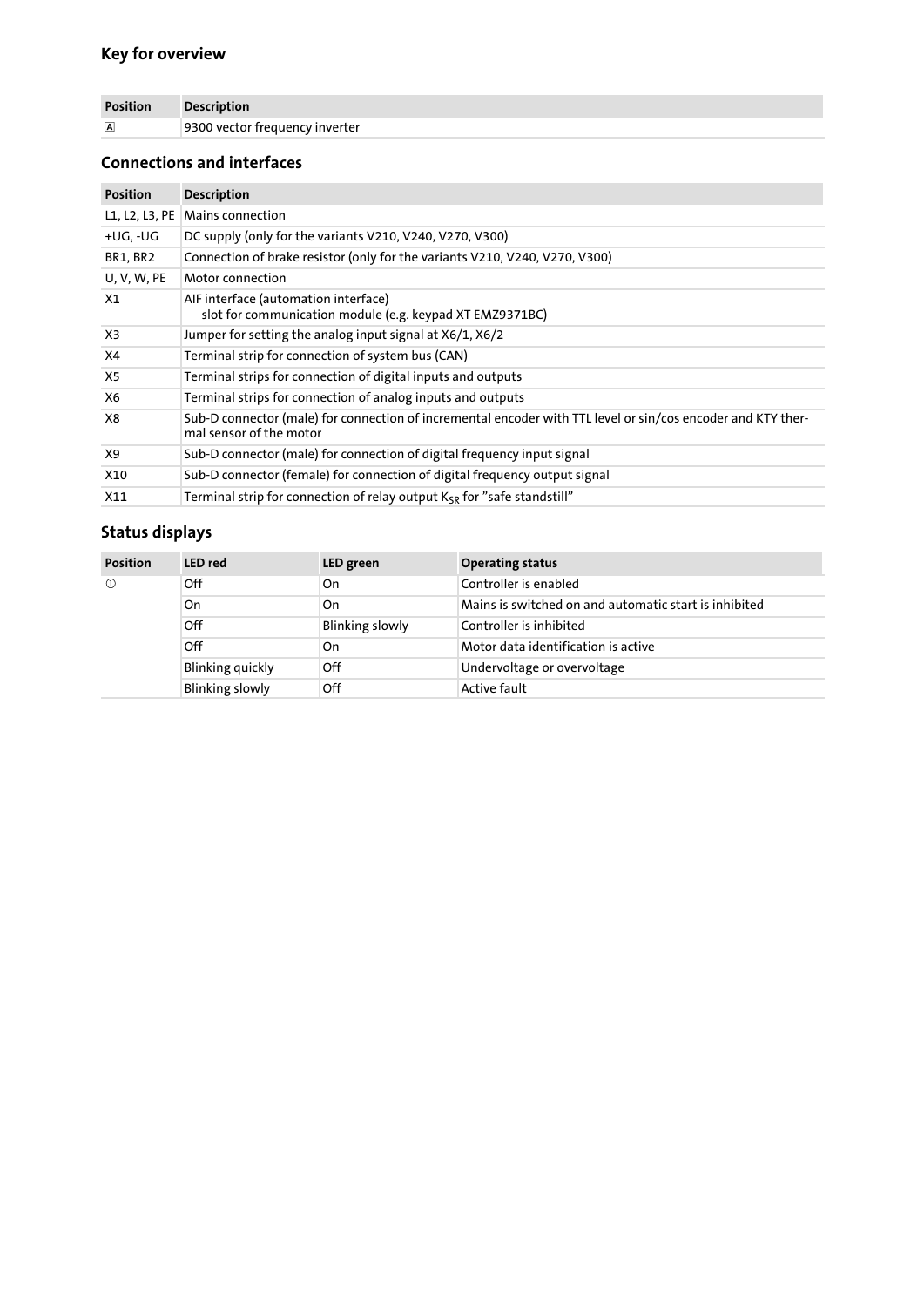## Key for overview

| Position | Description |
| --- | --- |
| A | 9300 vector frequency inverter |

## Connections and interfaces

| Position | Description |
| --- | --- |
| L1, L2, L3, PE | Mains connection |
| +UG, -UG | DC supply (only for the variants V210, V240, V270, V300) |
| BR1, BR2 | Connection of brake resistor (only for the variants V210, V240, V270, V300) |
| U, V, W, PE | Motor connection |
| X1 | AIF interface (automation interface)<br>slot for communication module (e.g. keypad XT EMZ9371BC) |
| X3 | Jumper for setting the analog input signal at X6/1, X6/2 |
| X4 | Terminal strip for connection of system bus (CAN) |
| X5 | Terminal strips for connection of digital inputs and outputs |
| X6 | Terminal strips for connection of analog inputs and outputs |
| X8 | Sub-D connector (male) for connection of incremental encoder with TTL level or sin/cos encoder and KTY thermal sensor of the motor |
| X9 | Sub-D connector (male) for connection of digital frequency input signal |
| X10 | Sub-D connector (female) for connection of digital frequency output signal |
| X11 | Terminal strip for connection of relay output $K_{SR}$ for "safe standstill" |

## Status displays

| Position | LED red | LED green | Operating status |
| --- | --- | --- | --- |
| ① | Off | On | Controller is enabled |
| | On | On | Mains is switched on and automatic start is inhibited |
| | Off | Blinking slowly | Controller is inhibited |
| | Off | On | Motor data identification is active |
| | Blinking quickly | Off | Undervoltage or overvoltage |
| | Blinking slowly | Off | Active fault |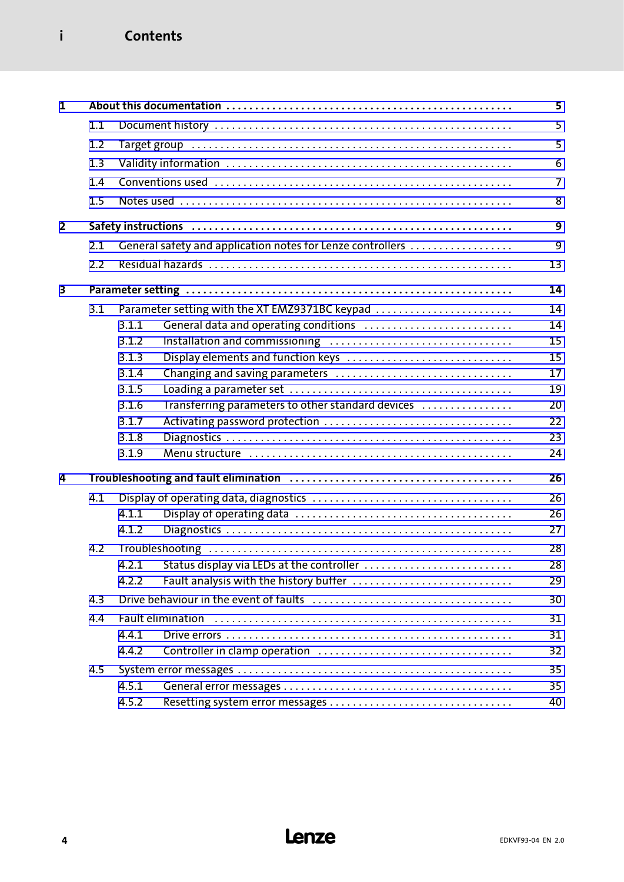# i Contents

| | | |
|---|---|---|
| **1** | **About this documentation** | **5** |
| 1.1 | Document history | 5 |
| 1.2 | Target group | 5 |
| 1.3 | Validity information | 6 |
| 1.4 | Conventions used | 7 |
| 1.5 | Notes used | 8 |
| **2** | **Safety instructions** | **9** |
| 2.1 | General safety and application notes for Lenze controllers | 9 |
| 2.2 | Residual hazards | 13 |
| **3** | **Parameter setting** | **14** |
| 3.1 | Parameter setting with the XT EMZ9371BC keypad | 14 |
| 3.1.1 | General data and operating conditions | 14 |
| 3.1.2 | Installation and commissioning | 15 |
| 3.1.3 | Display elements and function keys | 15 |
| 3.1.4 | Changing and saving parameters | 17 |
| 3.1.5 | Loading a parameter set | 19 |
| 3.1.6 | Transferring parameters to other standard devices | 20 |
| 3.1.7 | Activating password protection | 22 |
| 3.1.8 | Diagnostics | 23 |
| 3.1.9 | Menu structure | 24 |
| **4** | **Troubleshooting and fault elimination** | **26** |
| 4.1 | Display of operating data, diagnostics | 26 |
| 4.1.1 | Display of operating data | 26 |
| 4.1.2 | Diagnostics | 27 |
| 4.2 | Troubleshooting | 28 |
| 4.2.1 | Status display via LEDs at the controller | 28 |
| 4.2.2 | Fault analysis with the history buffer | 29 |
| 4.3 | Drive behaviour in the event of faults | 30 |
| 4.4 | Fault elimination | 31 |
| 4.4.1 | Drive errors | 31 |
| 4.4.2 | Controller in clamp operation | 32 |
| 4.5 | System error messages | 35 |
| 4.5.1 | General error messages | 35 |
| 4.5.2 | Resetting system error messages | 40 |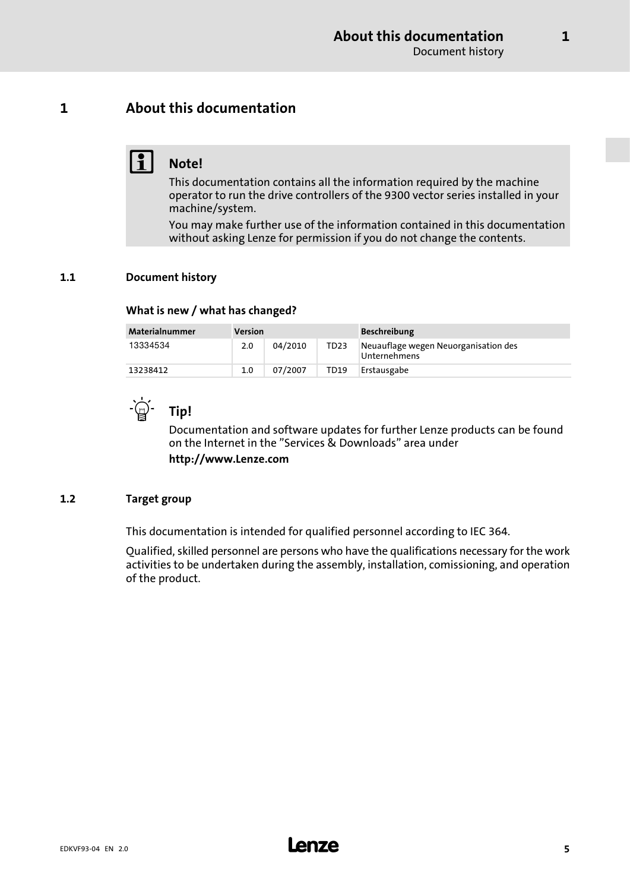# 1 About this documentation

**Note!**

This documentation contains all the information required by the machine operator to run the drive controllers of the 9300 vector series installed in your machine/system.

You may make further use of the information contained in this documentation without asking Lenze for permission if you do not change the contents.

## 1.1 Document history

### What is new / what has changed?

| Materialnummer | Version | | | Beschreibung |
|---|---|---|---|---|
| 13334534 | 2.0 | 04/2010 | TD23 | Neuauflage wegen Neuorganisation des Unternehmens |
| 13238412 | 1.0 | 07/2007 | TD19 | Erstausgabe |

**Tip!**

Documentation and software updates for further Lenze products can be found on the Internet in the "Services & Downloads" area under

**http://www.Lenze.com**

## 1.2 Target group

This documentation is intended for qualified personnel according to IEC 364.

Qualified, skilled personnel are persons who have the qualifications necessary for the work activities to be undertaken during the assembly, installation, comissioning, and operation of the product.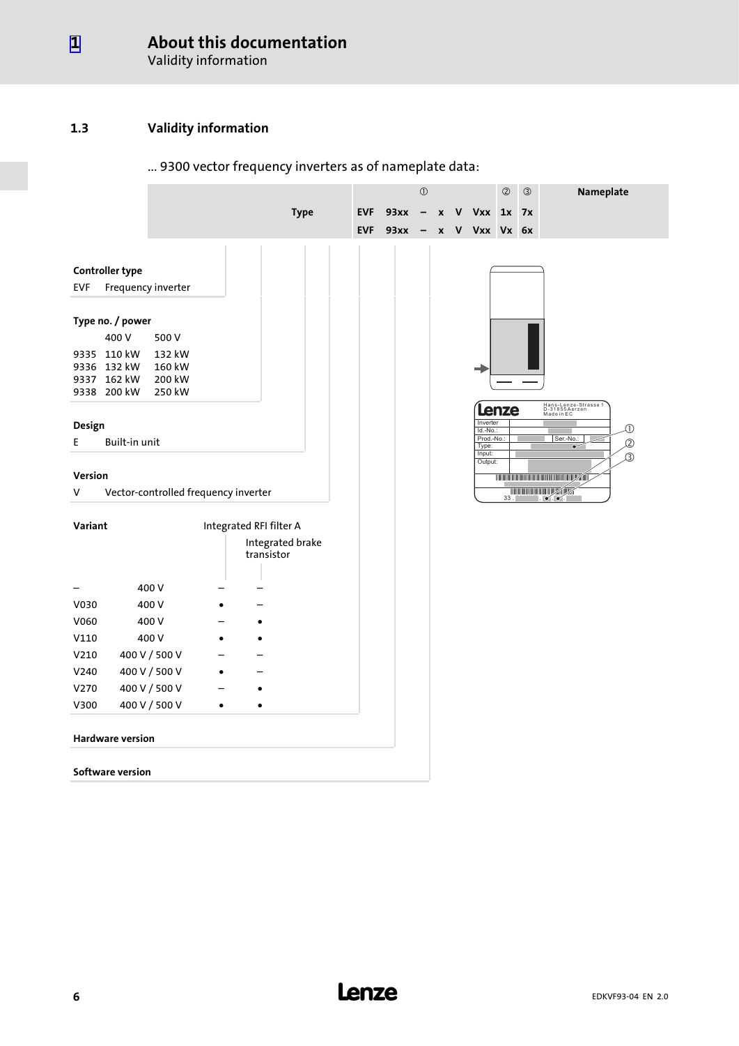### 1.3 Validity information

... 9300 vector frequency inverters as of nameplate data:

| Type | | | | | ① | | ② | ③ | Nameplate |
|---|---|---|---|---|---|---|---|---|---|
| EVF | 93xx | – | x | V | Vxx | | 1x | 7x | |
| EVF | 93xx | – | x | V | Vxx | | Vx | 6x | |

**Controller type**

EVF Frequency inverter

**Type no. / power**

| | 400 V | 500 V |
|---|---|---|
| 9335 | 110 kW | 132 kW |
| 9336 | 132 kW | 160 kW |
| 9337 | 162 kW | 200 kW |
| 9338 | 200 kW | 250 kW |

**Design**

E Built-in unit

**Version**

V Vector-controlled frequency inverter

**Variant**

| | | Integrated RFI filter A | Integrated brake transistor |
|---|---|---|---|
| – | 400 V | – | – |
| V030 | 400 V | • | – |
| V060 | 400 V | – | • |
| V110 | 400 V | • | • |
| V210 | 400 V / 500 V | – | – |
| V240 | 400 V / 500 V | • | – |
| V270 | 400 V / 500 V | – | • |
| V300 | 400 V / 500 V | • | • |

**Hardware version**

**Software version**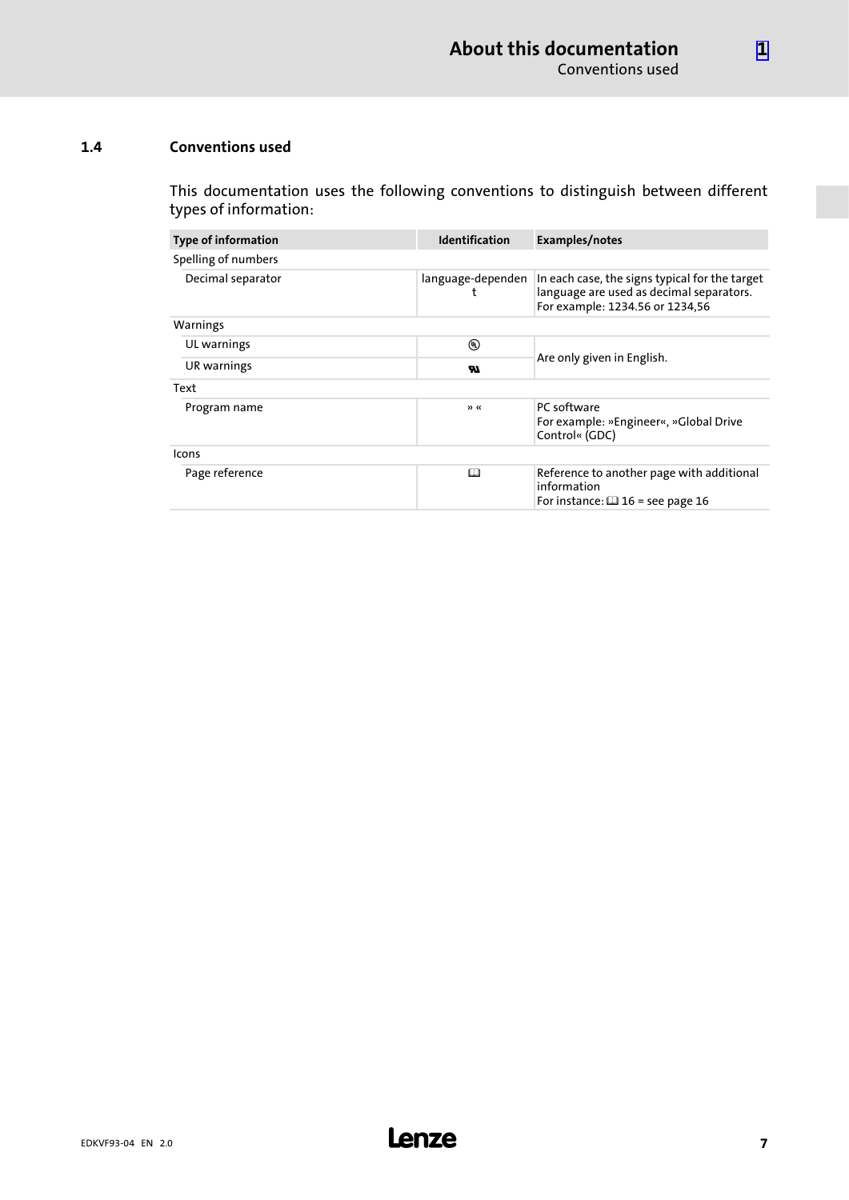## 1.4 Conventions used

This documentation uses the following conventions to distinguish between different types of information:

| Type of information | Identification | Examples/notes |
|---|---|---|
| Spelling of numbers | | |
| Decimal separator | language-dependent | In each case, the signs typical for the target language are used as decimal separators. For example: 1234.56 or 1234,56 |
| Warnings | | |
| UL warnings | Ⓤ | Are only given in English. |
| UR warnings | ЯU | |
| Text | | |
| Program name | » « | PC software For example: »Engineer«, »Global Drive Control« (GDC) |
| Icons | | |
| Page reference | 🕮 | Reference to another page with additional information For instance: 🕮 16 = see page 16 |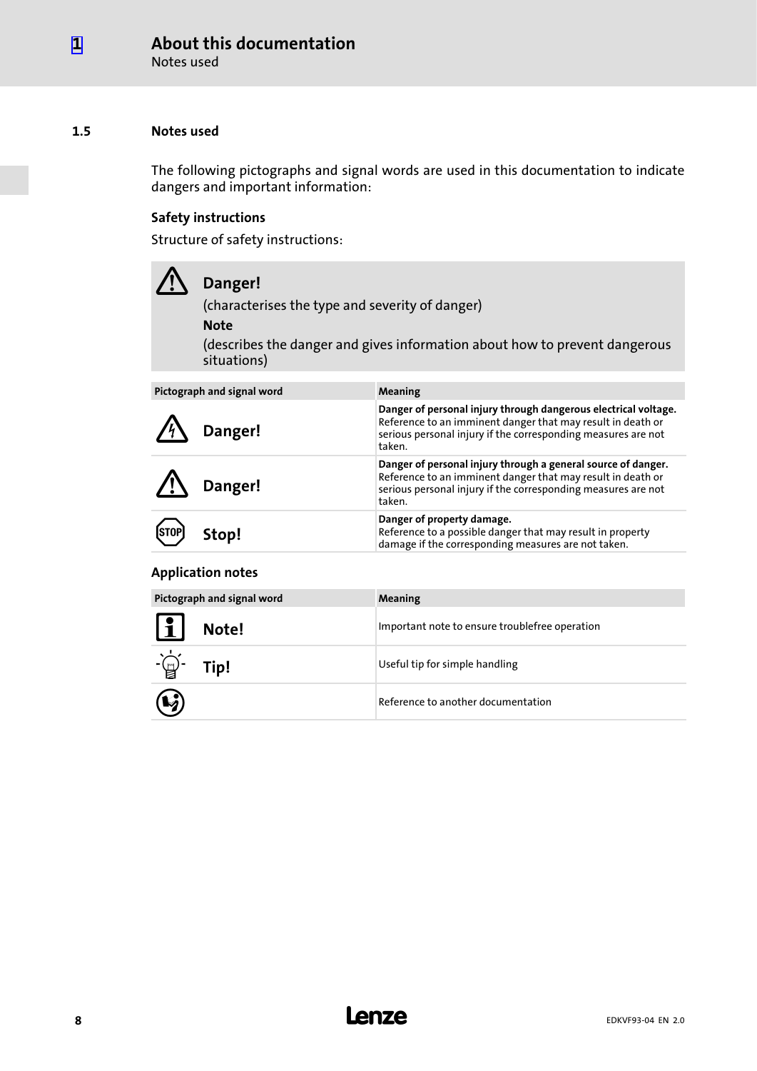## 1.5 Notes used

The following pictographs and signal words are used in this documentation to indicate dangers and important information:

### Safety instructions

Structure of safety instructions:

> **Danger!**
>
> (characterises the type and severity of danger)
>
> **Note**
>
> (describes the danger and gives information about how to prevent dangerous situations)

| Pictograph and signal word | Meaning |
|---|---|
| **Danger!** | **Danger of personal injury through dangerous electrical voltage.** Reference to an imminent danger that may result in death or serious personal injury if the corresponding measures are not taken. |
| **Danger!** | **Danger of personal injury through a general source of danger.** Reference to an imminent danger that may result in death or serious personal injury if the corresponding measures are not taken. |
| **Stop!** | **Danger of property damage.** Reference to a possible danger that may result in property damage if the corresponding measures are not taken. |

### Application notes

| Pictograph and signal word | Meaning |
|---|---|
| **Note!** | Important note to ensure troublefree operation |
| **Tip!** | Useful tip for simple handling |
| | Reference to another documentation |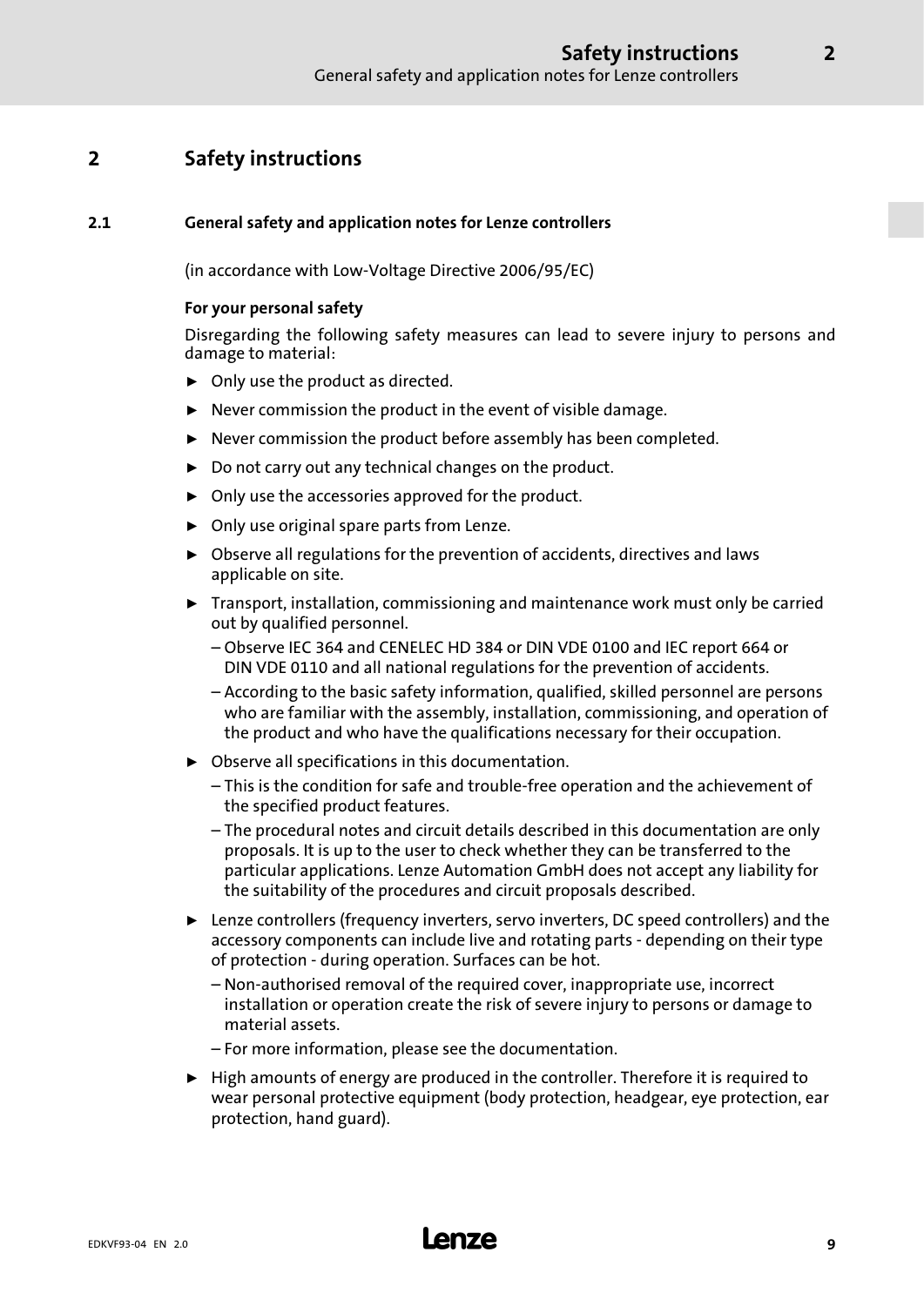# 2 Safety instructions

## 2.1 General safety and application notes for Lenze controllers

(in accordance with Low-Voltage Directive 2006/95/EC)

**For your personal safety**

Disregarding the following safety measures can lead to severe injury to persons and damage to material:

- Only use the product as directed.
- Never commission the product in the event of visible damage.
- Never commission the product before assembly has been completed.
- Do not carry out any technical changes on the product.
- Only use the accessories approved for the product.
- Only use original spare parts from Lenze.
- Observe all regulations for the prevention of accidents, directives and laws applicable on site.
- Transport, installation, commissioning and maintenance work must only be carried out by qualified personnel.
  - Observe IEC 364 and CENELEC HD 384 or DIN VDE 0100 and IEC report 664 or DIN VDE 0110 and all national regulations for the prevention of accidents.
  - According to the basic safety information, qualified, skilled personnel are persons who are familiar with the assembly, installation, commissioning, and operation of the product and who have the qualifications necessary for their occupation.
- Observe all specifications in this documentation.
  - This is the condition for safe and trouble-free operation and the achievement of the specified product features.
  - The procedural notes and circuit details described in this documentation are only proposals. It is up to the user to check whether they can be transferred to the particular applications. Lenze Automation GmbH does not accept any liability for the suitability of the procedures and circuit proposals described.
- Lenze controllers (frequency inverters, servo inverters, DC speed controllers) and the accessory components can include live and rotating parts - depending on their type of protection - during operation. Surfaces can be hot.
  - Non-authorised removal of the required cover, inappropriate use, incorrect installation or operation create the risk of severe injury to persons or damage to material assets.
  - For more information, please see the documentation.
- High amounts of energy are produced in the controller. Therefore it is required to wear personal protective equipment (body protection, headgear, eye protection, ear protection, hand guard).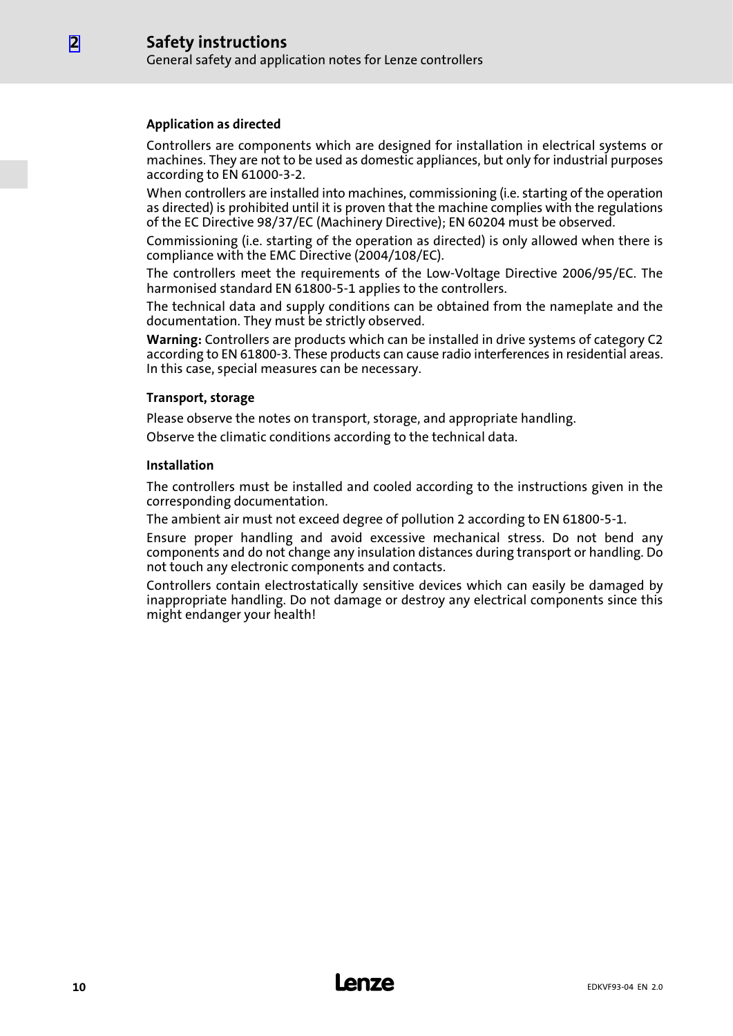### Application as directed

Controllers are components which are designed for installation in electrical systems or machines. They are not to be used as domestic appliances, but only for industrial purposes according to EN 61000-3-2.

When controllers are installed into machines, commissioning (i.e. starting of the operation as directed) is prohibited until it is proven that the machine complies with the regulations of the EC Directive 98/37/EC (Machinery Directive); EN 60204 must be observed.

Commissioning (i.e. starting of the operation as directed) is only allowed when there is compliance with the EMC Directive (2004/108/EC).

The controllers meet the requirements of the Low-Voltage Directive 2006/95/EC. The harmonised standard EN 61800-5-1 applies to the controllers.

The technical data and supply conditions can be obtained from the nameplate and the documentation. They must be strictly observed.

**Warning:** Controllers are products which can be installed in drive systems of category C2 according to EN 61800-3. These products can cause radio interferences in residential areas. In this case, special measures can be necessary.

### Transport, storage

Please observe the notes on transport, storage, and appropriate handling.

Observe the climatic conditions according to the technical data.

### Installation

The controllers must be installed and cooled according to the instructions given in the corresponding documentation.

The ambient air must not exceed degree of pollution 2 according to EN 61800-5-1.

Ensure proper handling and avoid excessive mechanical stress. Do not bend any components and do not change any insulation distances during transport or handling. Do not touch any electronic components and contacts.

Controllers contain electrostatically sensitive devices which can easily be damaged by inappropriate handling. Do not damage or destroy any electrical components since this might endanger your health!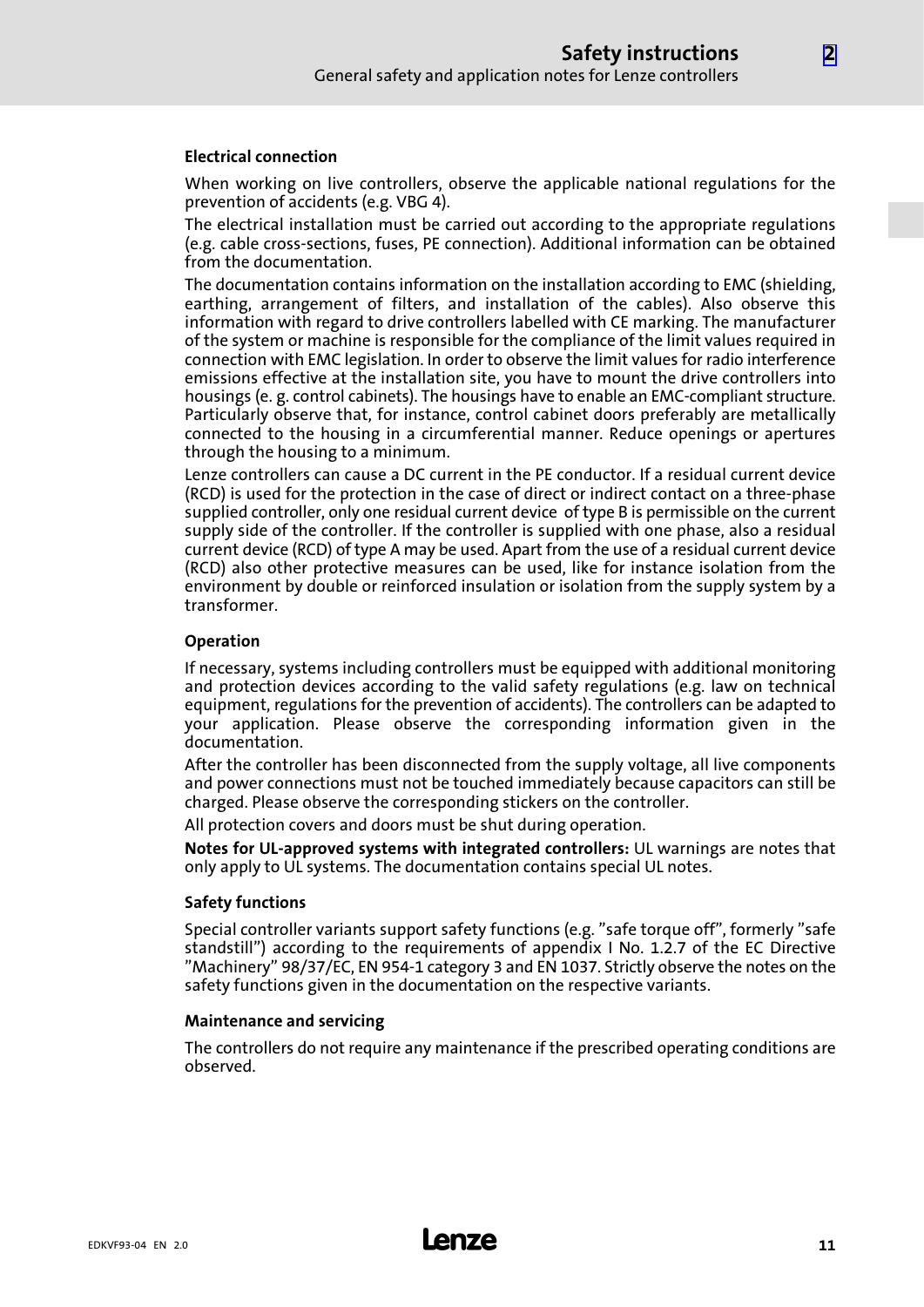### Electrical connection

When working on live controllers, observe the applicable national regulations for the prevention of accidents (e.g. VBG 4).

The electrical installation must be carried out according to the appropriate regulations (e.g. cable cross-sections, fuses, PE connection). Additional information can be obtained from the documentation.

The documentation contains information on the installation according to EMC (shielding, earthing, arrangement of filters, and installation of the cables). Also observe this information with regard to drive controllers labelled with CE marking. The manufacturer of the system or machine is responsible for the compliance of the limit values required in connection with EMC legislation. In order to observe the limit values for radio interference emissions effective at the installation site, you have to mount the drive controllers into housings (e. g. control cabinets). The housings have to enable an EMC-compliant structure. Particularly observe that, for instance, control cabinet doors preferably are metallically connected to the housing in a circumferential manner. Reduce openings or apertures through the housing to a minimum.

Lenze controllers can cause a DC current in the PE conductor. If a residual current device (RCD) is used for the protection in the case of direct or indirect contact on a three-phase supplied controller, only one residual current device of type B is permissible on the current supply side of the controller. If the controller is supplied with one phase, also a residual current device (RCD) of type A may be used. Apart from the use of a residual current device (RCD) also other protective measures can be used, like for instance isolation from the environment by double or reinforced insulation or isolation from the supply system by a transformer.

### Operation

If necessary, systems including controllers must be equipped with additional monitoring and protection devices according to the valid safety regulations (e.g. law on technical equipment, regulations for the prevention of accidents). The controllers can be adapted to your application. Please observe the corresponding information given in the documentation.

After the controller has been disconnected from the supply voltage, all live components and power connections must not be touched immediately because capacitors can still be charged. Please observe the corresponding stickers on the controller.

All protection covers and doors must be shut during operation.

**Notes for UL-approved systems with integrated controllers:** UL warnings are notes that only apply to UL systems. The documentation contains special UL notes.

### Safety functions

Special controller variants support safety functions (e.g. "safe torque off", formerly "safe standstill") according to the requirements of appendix I No. 1.2.7 of the EC Directive "Machinery" 98/37/EC, EN 954-1 category 3 and EN 1037. Strictly observe the notes on the safety functions given in the documentation on the respective variants.

### Maintenance and servicing

The controllers do not require any maintenance if the prescribed operating conditions are observed.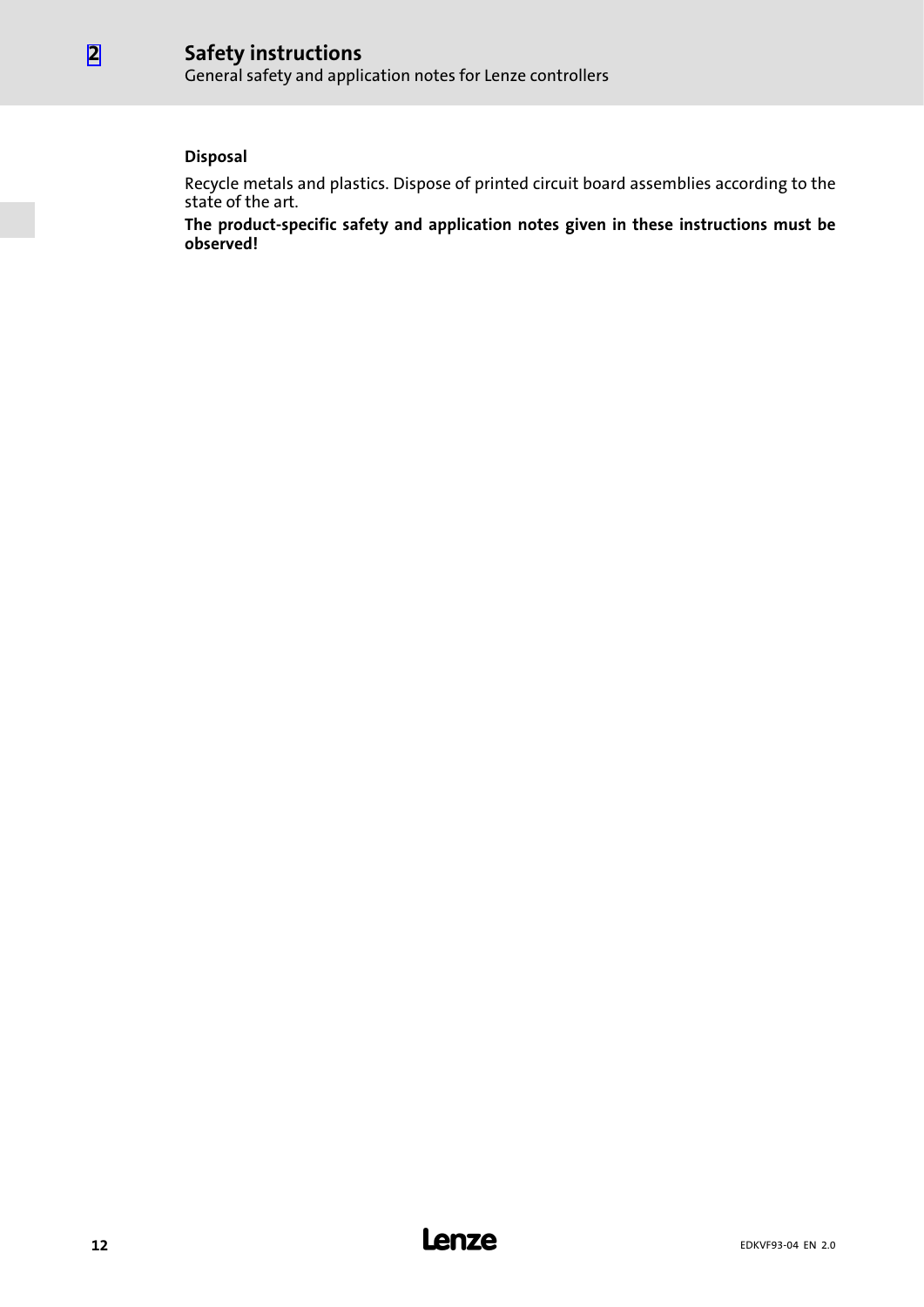#### Disposal

Recycle metals and plastics. Dispose of printed circuit board assemblies according to the state of the art.

**The product-specific safety and application notes given in these instructions must be observed!**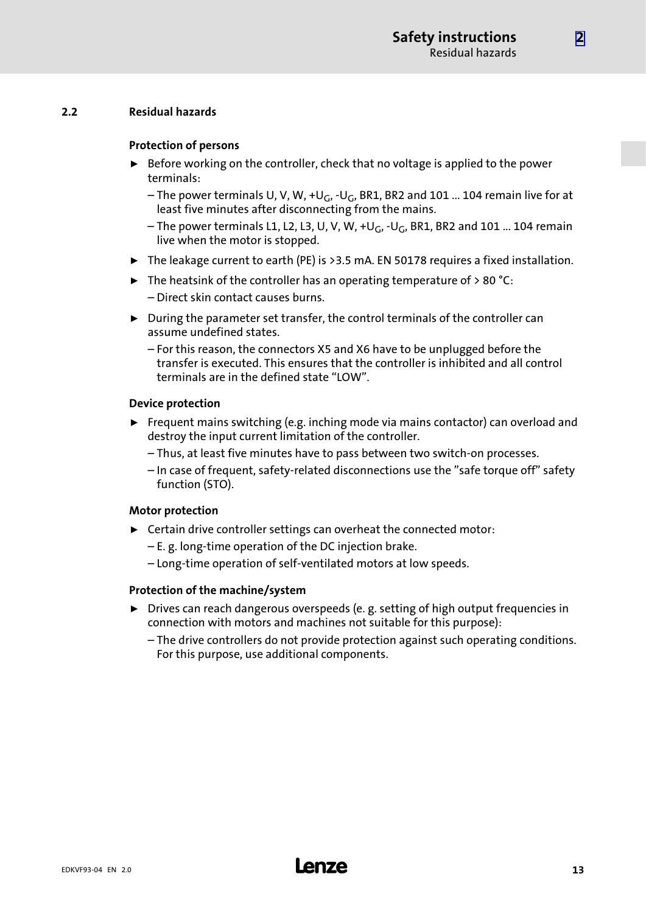## 2.2 Residual hazards

### Protection of persons

- Before working on the controller, check that no voltage is applied to the power terminals:
  - The power terminals U, V, W, $+U_G$, $-U_G$, BR1, BR2 and 101 ... 104 remain live for at least five minutes after disconnecting from the mains.
  - The power terminals L1, L2, L3, U, V, W, $+U_G$, $-U_G$, BR1, BR2 and 101 ... 104 remain live when the motor is stopped.
- The leakage current to earth (PE) is >3.5 mA. EN 50178 requires a fixed installation.
- The heatsink of the controller has an operating temperature of > 80 °C:
  - Direct skin contact causes burns.
- During the parameter set transfer, the control terminals of the controller can assume undefined states.
  - For this reason, the connectors X5 and X6 have to be unplugged before the transfer is executed. This ensures that the controller is inhibited and all control terminals are in the defined state "LOW".

### Device protection

- Frequent mains switching (e.g. inching mode via mains contactor) can overload and destroy the input current limitation of the controller.
  - Thus, at least five minutes have to pass between two switch-on processes.
  - In case of frequent, safety-related disconnections use the "safe torque off" safety function (STO).

### Motor protection

- Certain drive controller settings can overheat the connected motor:
  - E. g. long-time operation of the DC injection brake.
  - Long-time operation of self-ventilated motors at low speeds.

### Protection of the machine/system

- Drives can reach dangerous overspeeds (e. g. setting of high output frequencies in connection with motors and machines not suitable for this purpose):
  - The drive controllers do not provide protection against such operating conditions. For this purpose, use additional components.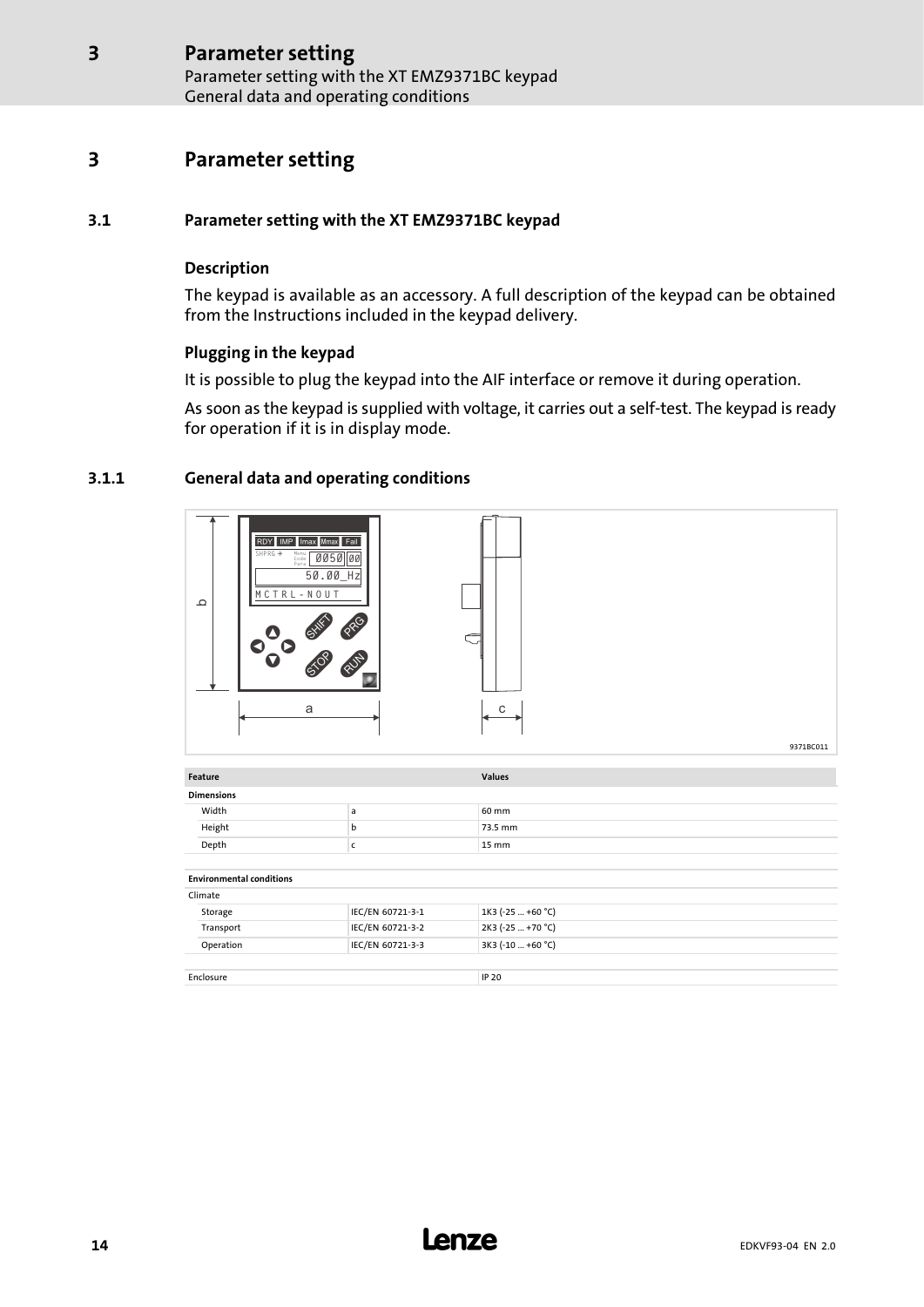# 3 Parameter setting

## 3.1 Parameter setting with the XT EMZ9371BC keypad

### Description

The keypad is available as an accessory. A full description of the keypad can be obtained from the Instructions included in the keypad delivery.

### Plugging in the keypad

It is possible to plug the keypad into the AIF interface or remove it during operation.

As soon as the keypad is supplied with voltage, it carries out a self-test. The keypad is ready for operation if it is in display mode.

### 3.1.1 General data and operating conditions

9371BC011

| Feature | | Values |
|---|---|---|
| **Dimensions** | | |
| Width | a | 60 mm |
| Height | b | 73.5 mm |
| Depth | c | 15 mm |
| **Environmental conditions** | | |
| Climate | | |
| Storage | IEC/EN 60721-3-1 | 1K3 (-25 ... +60 °C) |
| Transport | IEC/EN 60721-3-2 | 2K3 (-25 ... +70 °C) |
| Operation | IEC/EN 60721-3-3 | 3K3 (-10 ... +60 °C) |
| Enclosure | | IP 20 |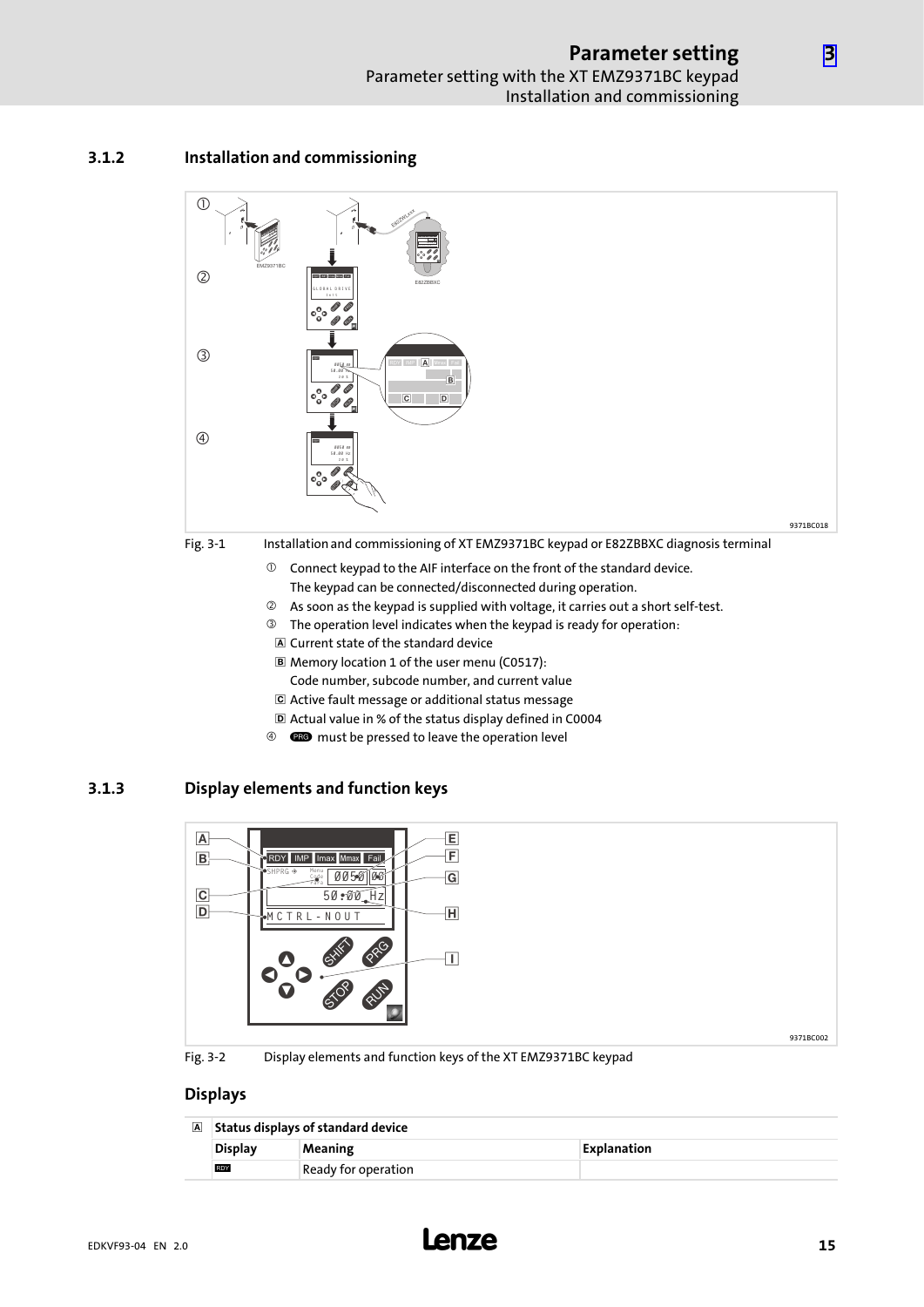## 3.1.2 Installation and commissioning

Fig. 3-1 Installation and commissioning of XT EMZ9371BC keypad or E82ZBBXC diagnosis terminal

① Connect keypad to the AIF interface on the front of the standard device.
The keypad can be connected/disconnected during operation.

② As soon as the keypad is supplied with voltage, it carries out a short self-test.

③ The operation level indicates when the keypad is ready for operation:

- A Current state of the standard device
- B Memory location 1 of the user menu (C0517):
  Code number, subcode number, and current value
- C Active fault message or additional status message
- D Actual value in % of the status display defined in C0004

④ PRG must be pressed to leave the operation level

## 3.1.3 Display elements and function keys

Fig. 3-2 Display elements and function keys of the XT EMZ9371BC keypad

### Displays

| A | Status displays of standard device | | |
|---|---|---|---|
| | **Display** | **Meaning** | **Explanation** |
| | RDY | Ready for operation | |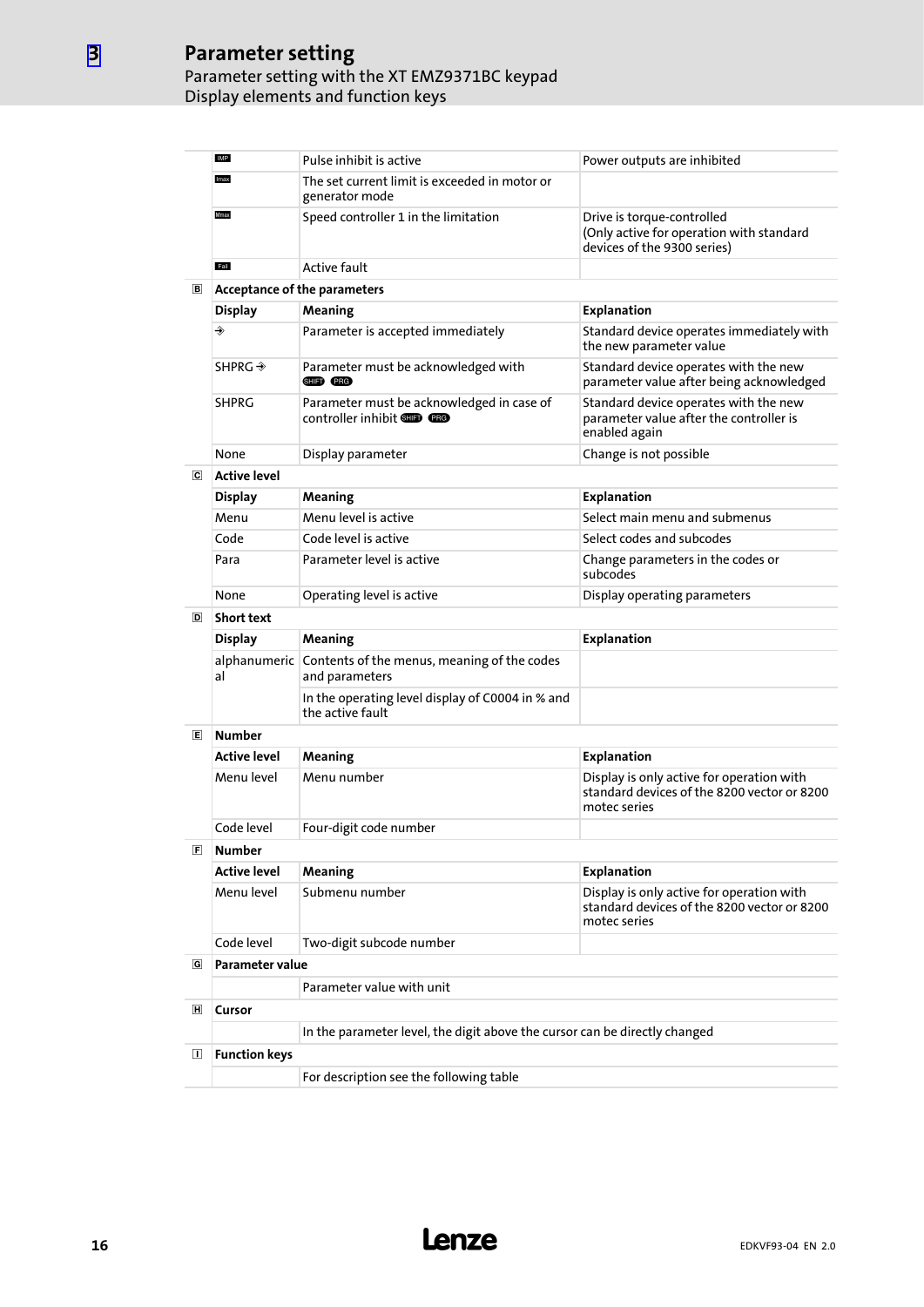# 3 Parameter setting

## Parameter setting with the XT EMZ9371BC keypad

### Display elements and function keys

| | | | |
|---|---|---|---|
| | IMP | Pulse inhibit is active | Power outputs are inhibited |
| | Imax | The set current limit is exceeded in motor or generator mode | |
| | Mmax | Speed controller 1 in the limitation | Drive is torque-controlled (Only active for operation with standard devices of the 9300 series) |
| | Fail | Active fault | |
| B | **Acceptance of the parameters** | | |
| | **Display** | **Meaning** | **Explanation** |
| | ⯑ | Parameter is accepted immediately | Standard device operates immediately with the new parameter value |
| | SHPRG ⯑ | Parameter must be acknowledged with SHIFT PRG | Standard device operates with the new parameter value after being acknowledged |
| | SHPRG | Parameter must be acknowledged in case of controller inhibit SHIFT PRG | Standard device operates with the new parameter value after the controller is enabled again |
| | None | Display parameter | Change is not possible |
| C | **Active level** | | |
| | **Display** | **Meaning** | **Explanation** |
| | Menu | Menu level is active | Select main menu and submenus |
| | Code | Code level is active | Select codes and subcodes |
| | Para | Parameter level is active | Change parameters in the codes or subcodes |
| | None | Operating level is active | Display operating parameters |
| D | **Short text** | | |
| | **Display** | **Meaning** | **Explanation** |
| | alphanumerical | Contents of the menus, meaning of the codes and parameters | |
| | | In the operating level display of C0004 in % and the active fault | |
| E | **Number** | | |
| | **Active level** | **Meaning** | **Explanation** |
| | Menu level | Menu number | Display is only active for operation with standard devices of the 8200 vector or 8200 motec series |
| | Code level | Four-digit code number | |
| F | **Number** | | |
| | **Active level** | **Meaning** | **Explanation** |
| | Menu level | Submenu number | Display is only active for operation with standard devices of the 8200 vector or 8200 motec series |
| | Code level | Two-digit subcode number | |
| G | **Parameter value** | | |
| | | Parameter value with unit | |
| H | **Cursor** | | |
| | | In the parameter level, the digit above the cursor can be directly changed | |
| I | **Function keys** | | |
| | | For description see the following table | |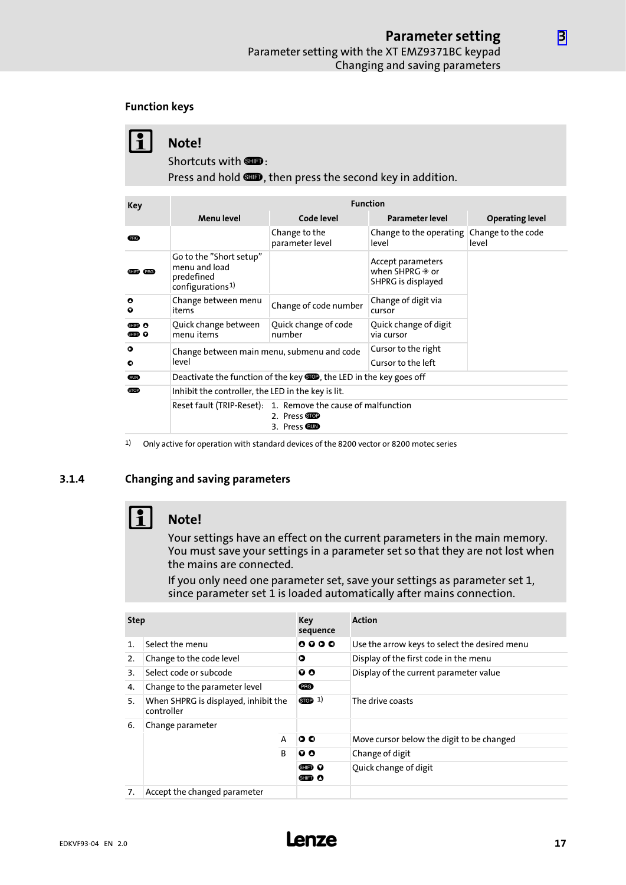### Function keys

> **Note!**
> Shortcuts with SHIFT:
> Press and hold SHIFT, then press the second key in addition.

| Key | Function | | | |
|---|---|---|---|---|
| | Menu level | Code level | Parameter level | Operating level |
| PRG | | Change to the parameter level | Change to the operating level | Change to the code level |
| SHIFT PRG | Go to the "Short setup" menu and load predefined configurations[1] | | Accept parameters when SHPRG ➔ or SHPRG is displayed | |
| ▲ ▼ | Change between menu items | Change of code number | Change of digit via cursor | |
| SHIFT ▲ SHIFT ▼ | Quick change between menu items | Quick change of code number | Quick change of digit via cursor | |
| ► | Change between main menu, submenu and code level | | Cursor to the right | |
| ◄ | | | Cursor to the left | |
| RUN | Deactivate the function of the key STOP, the LED in the key goes off | | | |
| STOP | Inhibit the controller, the LED in the key is lit. | | | |
| | Reset fault (TRIP-Reset): 1. Remove the cause of malfunction 2. Press STOP 3. Press RUN | | | |

1) Only active for operation with standard devices of the 8200 vector or 8200 motec series

## 3.1.4 Changing and saving parameters

> **Note!**
> Your settings have an effect on the current parameters in the main memory. You must save your settings in a parameter set so that they are not lost when the mains are connected.
> If you only need one parameter set, save your settings as parameter set 1, since parameter set 1 is loaded automatically after mains connection.

| Step | | | Key sequence | Action |
|---|---|---|---|---|
| 1. | Select the menu | | ▲ ▼ ► ◄ | Use the arrow keys to select the desired menu |
| 2. | Change to the code level | | ► | Display of the first code in the menu |
| 3. | Select code or subcode | | ▼ ▲ | Display of the current parameter value |
| 4. | Change to the parameter level | | PRG | |
| 5. | When SHPRG is displayed, inhibit the controller | | STOP 1) | The drive coasts |
| 6. | Change parameter | | | |
| | | A | ► ◄ | Move cursor below the digit to be changed |
| | | B | ▼ ▲ | Change of digit |
| | | | SHIFT ▼ SHIFT ▲ | Quick change of digit |
| 7. | Accept the changed parameter | | | |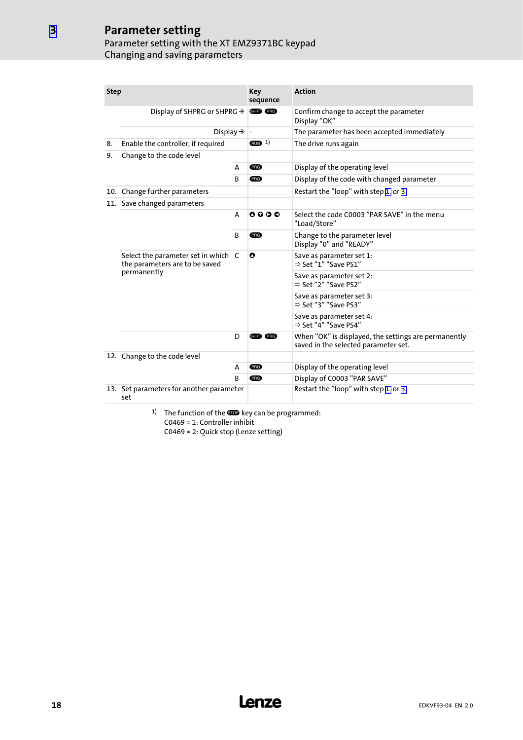# Parameter setting

## Parameter setting with the XT EMZ9371BC keypad

### Changing and saving parameters

| Step | | | Key sequence | Action |
|---|---|---|---|---|
| | Display of SHPRG or SHPRG ⇒ | | SHIFT PRG | Confirm change to accept the parameter Display "OK" |
| | Display ⇒ | | - | The parameter has been accepted immediately |
| 8. | Enable the controller, if required | | RUN 1) | The drive runs again |
| 9. | Change to the code level | | | |
| | | A | PRG | Display of the operating level |
| | | B | PRG | Display of the code with changed parameter |
| 10. | Change further parameters | | | Restart the "loop" with step 1. or 3. |
| 11. | Save changed parameters | | | |
| | | A | ▲ ▼ ▶ ◀ | Select the code C0003 "PAR SAVE" in the menu "Load/Store" |
| | | B | PRG | Change to the parameter level Display "0" and "READY" |
| | Select the parameter set in which the parameters are to be saved permanently | C | ▲ | Save as parameter set 1: ⇨ Set "1" "Save PS1" |
| | | | | Save as parameter set 2: ⇨ Set "2" "Save PS2" |
| | | | | Save as parameter set 3: ⇨ Set "3" "Save PS3" |
| | | | | Save as parameter set 4: ⇨ Set "4" "Save PS4" |
| | | D | SHIFT PRG | When "OK" is displayed, the settings are permanently saved in the selected parameter set. |
| 12. | Change to the code level | | | |
| | | A | PRG | Display of the operating level |
| | | B | PRG | Display of C0003 "PAR SAVE" |
| 13. | Set parameters for another parameter set | | | Restart the "loop" with step 1. or 3. |

1) The function of the STOP key can be programmed:
C0469 = 1: Controller inhibit
C0469 = 2: Quick stop (Lenze setting)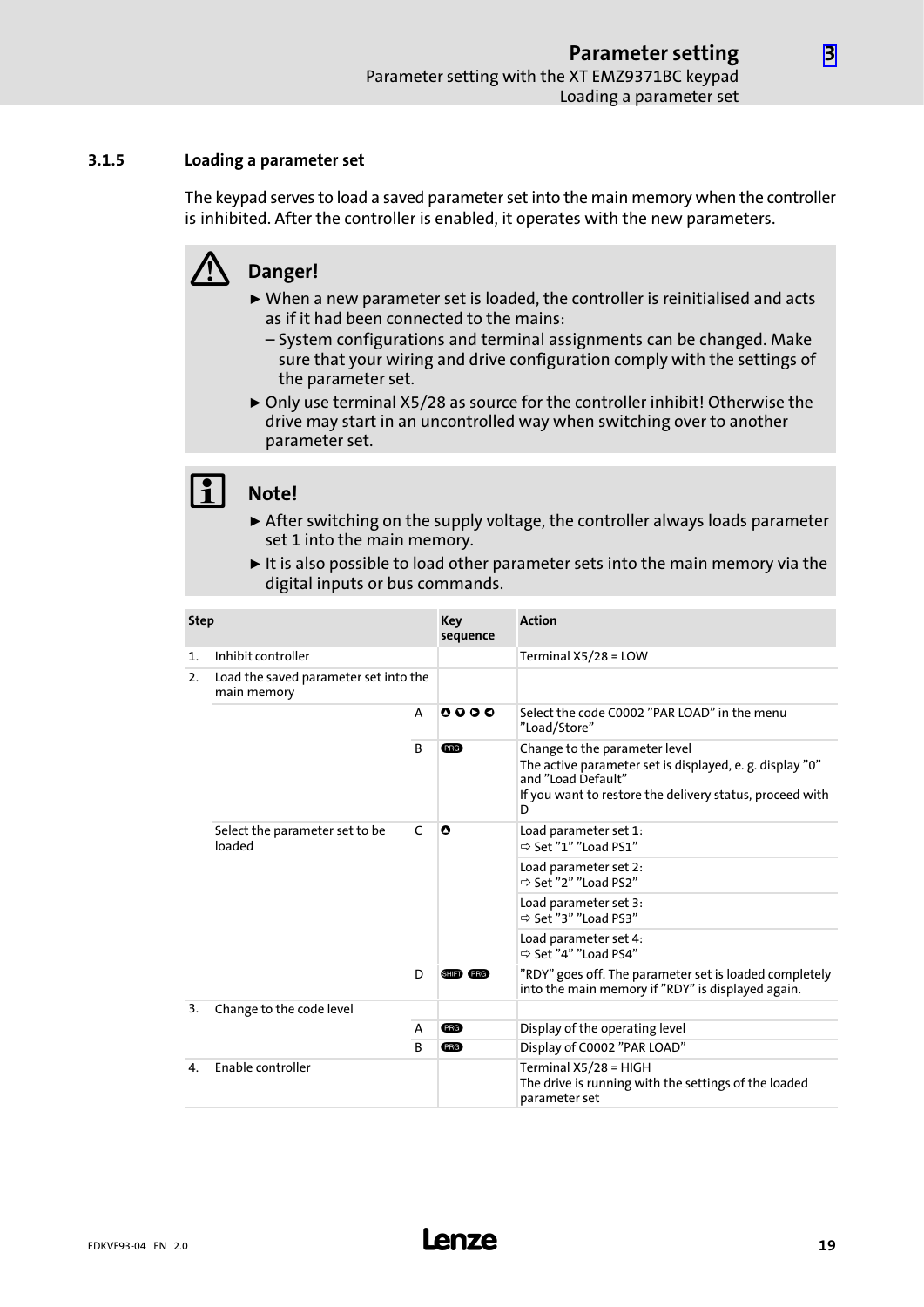### 3.1.5 Loading a parameter set

The keypad serves to load a saved parameter set into the main memory when the controller is inhibited. After the controller is enabled, it operates with the new parameters.

**Danger!**

- When a new parameter set is loaded, the controller is reinitialised and acts as if it had been connected to the mains:
  – System configurations and terminal assignments can be changed. Make sure that your wiring and drive configuration comply with the settings of the parameter set.
- Only use terminal X5/28 as source for the controller inhibit! Otherwise the drive may start in an uncontrolled way when switching over to another parameter set.

**Note!**

- After switching on the supply voltage, the controller always loads parameter set 1 into the main memory.
- It is also possible to load other parameter sets into the main memory via the digital inputs or bus commands.

| Step | | | Key sequence | Action |
|---|---|---|---|---|
| 1. | Inhibit controller | | | Terminal X5/28 = LOW |
| 2. | Load the saved parameter set into the main memory | | | |
| | | A | ▲ ▼ ► ◄ | Select the code C0002 "PAR LOAD" in the menu "Load/Store" |
| | | B | PRG | Change to the parameter level<br>The active parameter set is displayed, e. g. display "0" and "Load Default"<br>If you want to restore the delivery status, proceed with D |
| | Select the parameter set to be loaded | C | ▲ | Load parameter set 1:<br>⇨ Set "1" "Load PS1" |
| | | | | Load parameter set 2:<br>⇨ Set "2" "Load PS2" |
| | | | | Load parameter set 3:<br>⇨ Set "3" "Load PS3" |
| | | | | Load parameter set 4:<br>⇨ Set "4" "Load PS4" |
| | | D | SHIFT PRG | "RDY" goes off. The parameter set is loaded completely into the main memory if "RDY" is displayed again. |
| 3. | Change to the code level | | | |
| | | A | PRG | Display of the operating level |
| | | B | PRG | Display of C0002 "PAR LOAD" |
| 4. | Enable controller | | | Terminal X5/28 = HIGH<br>The drive is running with the settings of the loaded parameter set |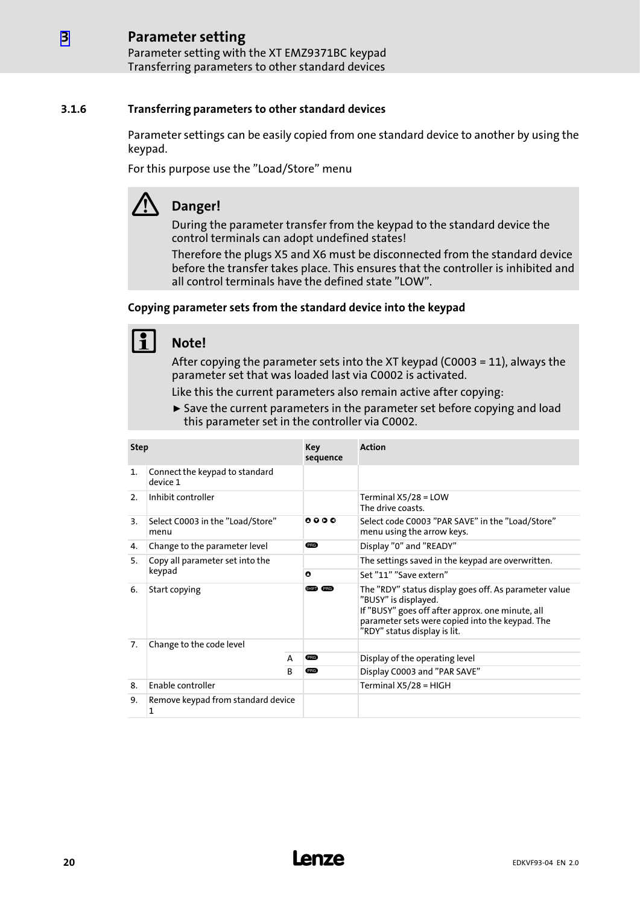### 3.1.6 Transferring parameters to other standard devices

Parameter settings can be easily copied from one standard device to another by using the keypad.

For this purpose use the "Load/Store" menu

**Danger!**

During the parameter transfer from the keypad to the standard device the control terminals can adopt undefined states!

Therefore the plugs X5 and X6 must be disconnected from the standard device before the transfer takes place. This ensures that the controller is inhibited and all control terminals have the defined state "LOW".

#### Copying parameter sets from the standard device into the keypad

**Note!**

After copying the parameter sets into the XT keypad (C0003 = 11), always the parameter set that was loaded last via C0002 is activated.

Like this the current parameters also remain active after copying:

► Save the current parameters in the parameter set before copying and load this parameter set in the controller via C0002.

| Step | | | Key sequence | Action |
|---|---|---|---|---|
| 1. | Connect the keypad to standard device 1 | | | |
| 2. | Inhibit controller | | | Terminal X5/28 = LOW<br>The drive coasts. |
| 3. | Select C0003 in the "Load/Store" menu | | ▲ ▼ ▶ ◀ | Select code C0003 "PAR SAVE" in the "Load/Store" menu using the arrow keys. |
| 4. | Change to the parameter level | | PRG | Display "0" and "READY" |
| 5. | Copy all parameter set into the keypad | | | The settings saved in the keypad are overwritten. |
| | | | ▲ | Set "11" "Save extern" |
| 6. | Start copying | | SHIFT PRG | The "RDY" status display goes off. As parameter value "BUSY" is displayed.<br>If "BUSY" goes off after approx. one minute, all parameter sets were copied into the keypad. The "RDY" status display is lit. |
| 7. | Change to the code level | | | |
| | | A | PRG | Display of the operating level |
| | | B | PRG | Display C0003 and "PAR SAVE" |
| 8. | Enable controller | | | Terminal X5/28 = HIGH |
| 9. | Remove keypad from standard device 1 | | | |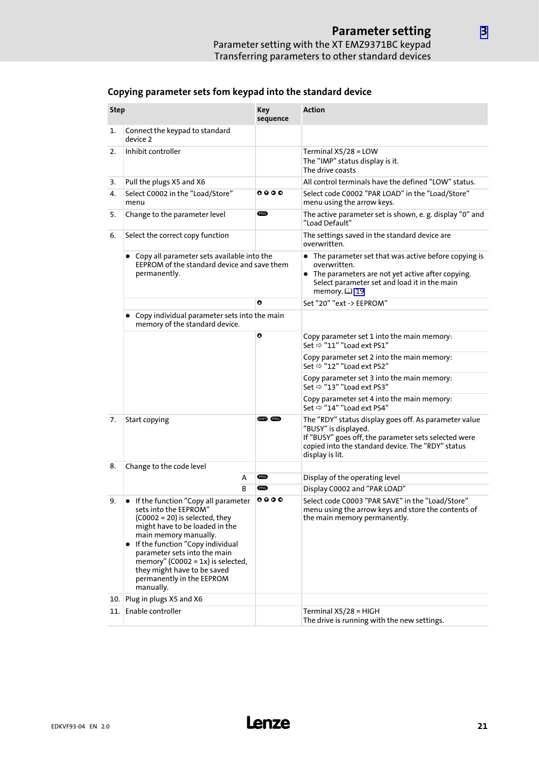## Copying parameter sets fom keypad into the standard device

| Step | | Key sequence | Action |
|---|---|---|---|
| 1. | Connect the keypad to standard device 2 | | |
| 2. | Inhibit controller | | Terminal X5/28 = LOW<br>The "IMP" status display is it.<br>The drive coasts |
| 3. | Pull the plugs X5 and X6 | | All control terminals have the defined "LOW" status. |
| 4. | Select C0002 in the "Load/Store" menu | ▲ ▼ ▶ ◀ | Select code C0002 "PAR LOAD" in the "Load/Store" menu using the arrow keys. |
| 5. | Change to the parameter level | PRG | The active parameter set is shown, e. g. display "0" and "Load Default" |
| 6. | Select the correct copy function | | The settings saved in the standard device are overwritten. |
| | • Copy all parameter sets available into the EEPROM of the standard device and save them permanently. | | • The parameter set that was active before copying is overwritten.<br>• The parameters are not yet active after copying. Select parameter set and load it in the main memory. 📖 19 |
| | | ▲ | Set "20" "ext -> EEPROM" |
| | • Copy individual parameter sets into the main memory of the standard device. | | |
| | | ▲ | Copy parameter set 1 into the main memory:<br>Set ⇨ "11" "Load ext PS1" |
| | | | Copy parameter set 2 into the main memory:<br>Set ⇨ "12" "Load ext PS2" |
| | | | Copy parameter set 3 into the main memory:<br>Set ⇨ "13" "Load ext PS3" |
| | | | Copy parameter set 4 into the main memory:<br>Set ⇨ "14" "Load ext PS4" |
| 7. | Start copying | SHIFT PRG | The "RDY" status display goes off. As parameter value "BUSY" is displayed.<br>If "BUSY" goes off, the parameter sets selected were copied into the standard device. The "RDY" status display is lit. |
| 8. | Change to the code level | | |
| | A | PRG | Display of the operating level |
| | B | PRG | Display C0002 and "PAR LOAD" |
| 9. | • If the function "Copy all parameter sets into the EEPROM" (C0002 = 20) is selected, they might have to be loaded in the main memory manually.<br>• If the function "Copy individual parameter sets into the main memory" (C0002 = 1x) is selected, they might have to be saved permanently in the EEPROM manually. | ▲ ▼ ▶ ◀ | Select code C0003 "PAR SAVE" in the "Load/Store" menu using the arrow keys and store the contents of the main memory permanently. |
| 10. | Plug in plugs X5 and X6 | | |
| 11. | Enable controller | | Terminal X5/28 = HIGH<br>The drive is running with the new settings. |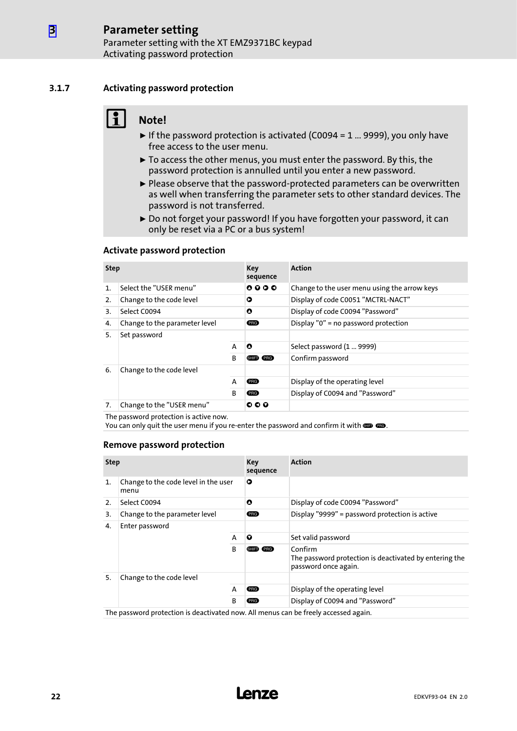### 3.1.7 Activating password protection

**Note!**

- If the password protection is activated (C0094 = 1 ... 9999), you only have free access to the user menu.
- To access the other menus, you must enter the password. By this, the password protection is annulled until you enter a new password.
- Please observe that the password-protected parameters can be overwritten as well when transferring the parameter sets to other standard devices. The password is not transferred.
- Do not forget your password! If you have forgotten your password, it can only be reset via a PC or a bus system!

#### Activate password protection

| Step | | | Key sequence | Action |
|---|---|---|---|---|
| 1. | Select the "USER menu" | | ▲ ▼ ► ◄ | Change to the user menu using the arrow keys |
| 2. | Change to the code level | | ► | Display of code C0051 "MCTRL-NACT" |
| 3. | Select C0094 | | ▲ | Display of code C0094 "Password" |
| 4. | Change to the parameter level | | PRG | Display "0" = no password protection |
| 5. | Set password | | | |
| | | A | ▲ | Select password (1 ... 9999) |
| | | B | SHIFT PRG | Confirm password |
| 6. | Change to the code level | | | |
| | | A | PRG | Display of the operating level |
| | | B | PRG | Display of C0094 and "Password" |
| 7. | Change to the "USER menu" | | ◄ ► ▼ | |

The password protection is active now.
You can only quit the user menu if you re-enter the password and confirm it with SHIFT PRG.

#### Remove password protection

| Step | | | Key sequence | Action |
|---|---|---|---|---|
| 1. | Change to the code level in the user menu | | ► | |
| 2. | Select C0094 | | ▲ | Display of code C0094 "Password" |
| 3. | Change to the parameter level | | PRG | Display "9999" = password protection is active |
| 4. | Enter password | | | |
| | | A | ▼ | Set valid password |
| | | B | SHIFT PRG | Confirm<br>The password protection is deactivated by entering the password once again. |
| 5. | Change to the code level | | | |
| | | A | PRG | Display of the operating level |
| | | B | PRG | Display of C0094 and "Password" |

The password protection is deactivated now. All menus can be freely accessed again.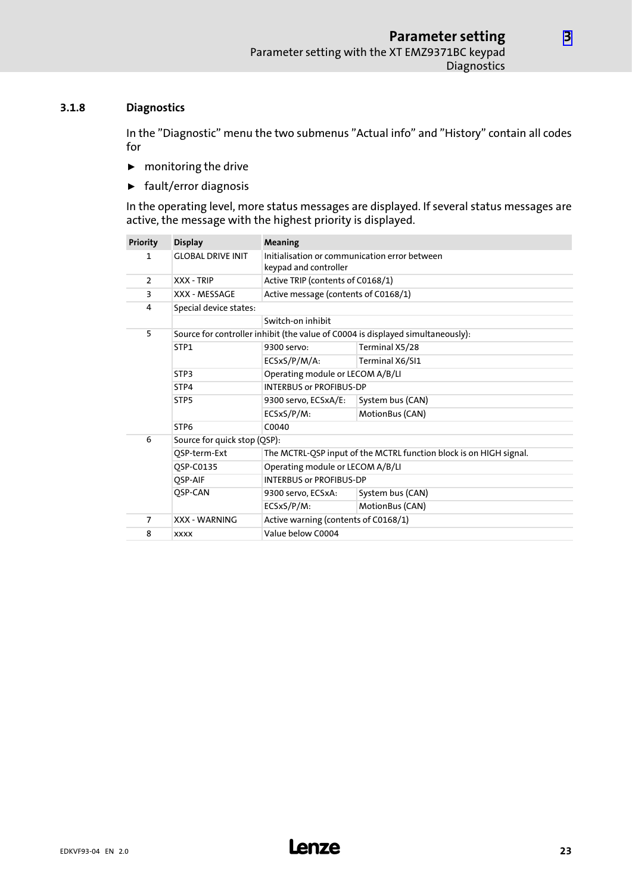### 3.1.8 Diagnostics

In the "Diagnostic" menu the two submenus "Actual info" and "History" contain all codes for

- monitoring the drive
- fault/error diagnosis

In the operating level, more status messages are displayed. If several status messages are active, the message with the highest priority is displayed.

| Priority | Display | Meaning | |
|---|---|---|---|
| 1 | GLOBAL DRIVE INIT | Initialisation or communication error between keypad and controller | |
| 2 | XXX - TRIP | Active TRIP (contents of C0168/1) | |
| 3 | XXX - MESSAGE | Active message (contents of C0168/1) | |
| 4 | Special device states: | | |
| | | Switch-on inhibit | |
| 5 | Source for controller inhibit (the value of C0004 is displayed simultaneously): | | |
| | STP1 | 9300 servo: | Terminal X5/28 |
| | | ECSxS/P/M/A: | Terminal X6/SI1 |
| | STP3 | Operating module or LECOM A/B/LI | |
| | STP4 | INTERBUS or PROFIBUS-DP | |
| | STP5 | 9300 servo, ECSxA/E: | System bus (CAN) |
| | | ECSxS/P/M: | MotionBus (CAN) |
| | STP6 | C0040 | |
| 6 | Source for quick stop (QSP): | | |
| | QSP-term-Ext | The MCTRL-QSP input of the MCTRL function block is on HIGH signal. | |
| | QSP-C0135 | Operating module or LECOM A/B/LI | |
| | QSP-AIF | INTERBUS or PROFIBUS-DP | |
| | QSP-CAN | 9300 servo, ECSxA: | System bus (CAN) |
| | | ECSxS/P/M: | MotionBus (CAN) |
| 7 | XXX - WARNING | Active warning (contents of C0168/1) | |
| 8 | xxxx | Value below C0004 | |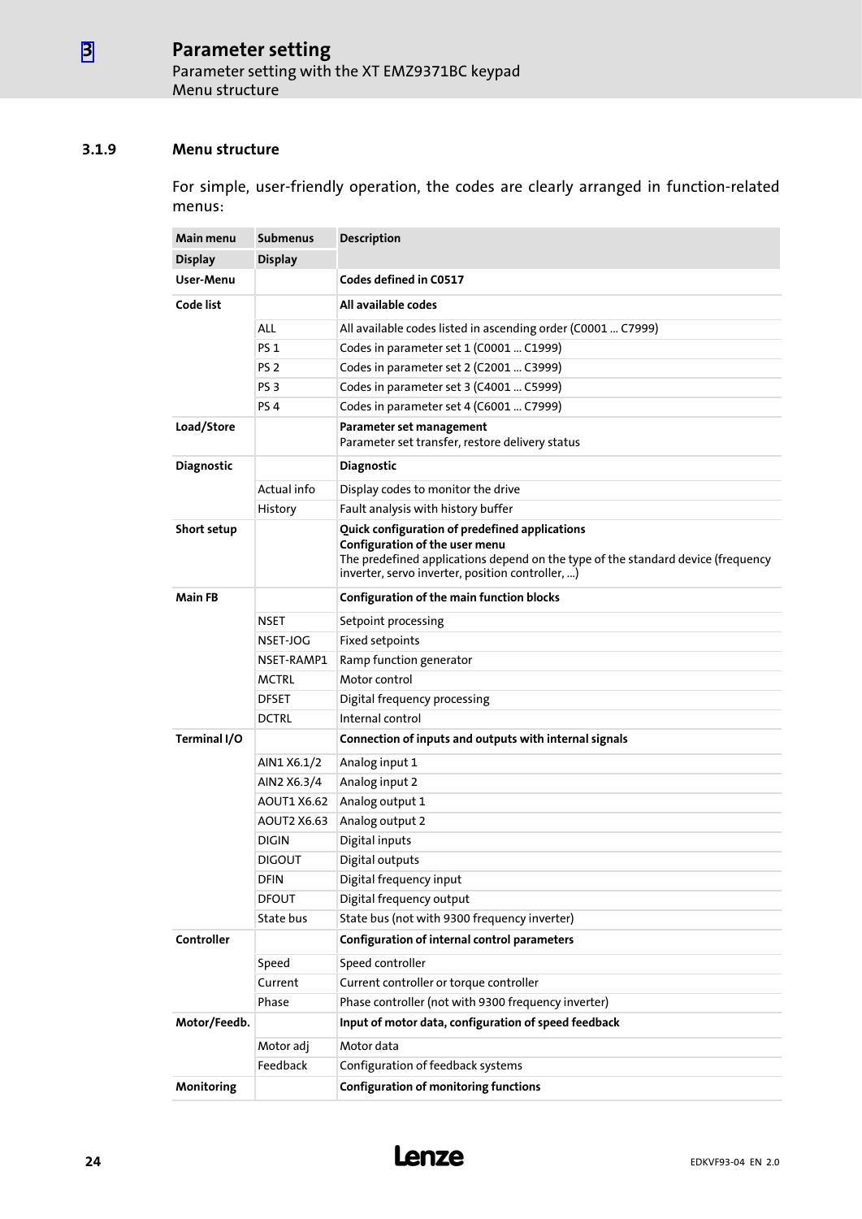### 3.1.9 Menu structure

For simple, user-friendly operation, the codes are clearly arranged in function-related menus:

| Main menu | Submenus | Description |
|---|---|---|
| **Display** | **Display** | |
| **User-Menu** | | **Codes defined in C0517** |
| **Code list** | | **All available codes** |
| | ALL | All available codes listed in ascending order (C0001 ... C7999) |
| | PS 1 | Codes in parameter set 1 (C0001 ... C1999) |
| | PS 2 | Codes in parameter set 2 (C2001 ... C3999) |
| | PS 3 | Codes in parameter set 3 (C4001 ... C5999) |
| | PS 4 | Codes in parameter set 4 (C6001 ... C7999) |
| **Load/Store** | | **Parameter set management**<br>Parameter set transfer, restore delivery status |
| **Diagnostic** | | **Diagnostic** |
| | Actual info | Display codes to monitor the drive |
| | History | Fault analysis with history buffer |
| **Short setup** | | **Quick configuration of predefined applications**<br>**Configuration of the user menu**<br>The predefined applications depend on the type of the standard device (frequency inverter, servo inverter, position controller, ...) |
| **Main FB** | | **Configuration of the main function blocks** |
| | NSET | Setpoint processing |
| | NSET-JOG | Fixed setpoints |
| | NSET-RAMP1 | Ramp function generator |
| | MCTRL | Motor control |
| | DFSET | Digital frequency processing |
| | DCTRL | Internal control |
| **Terminal I/O** | | **Connection of inputs and outputs with internal signals** |
| | AIN1 X6.1/2 | Analog input 1 |
| | AIN2 X6.3/4 | Analog input 2 |
| | AOUT1 X6.62 | Analog output 1 |
| | AOUT2 X6.63 | Analog output 2 |
| | DIGIN | Digital inputs |
| | DIGOUT | Digital outputs |
| | DFIN | Digital frequency input |
| | DFOUT | Digital frequency output |
| | State bus | State bus (not with 9300 frequency inverter) |
| **Controller** | | **Configuration of internal control parameters** |
| | Speed | Speed controller |
| | Current | Current controller or torque controller |
| | Phase | Phase controller (not with 9300 frequency inverter) |
| **Motor/Feedb.** | | **Input of motor data, configuration of speed feedback** |
| | Motor adj | Motor data |
| | Feedback | Configuration of feedback systems |
| **Monitoring** | | **Configuration of monitoring functions** |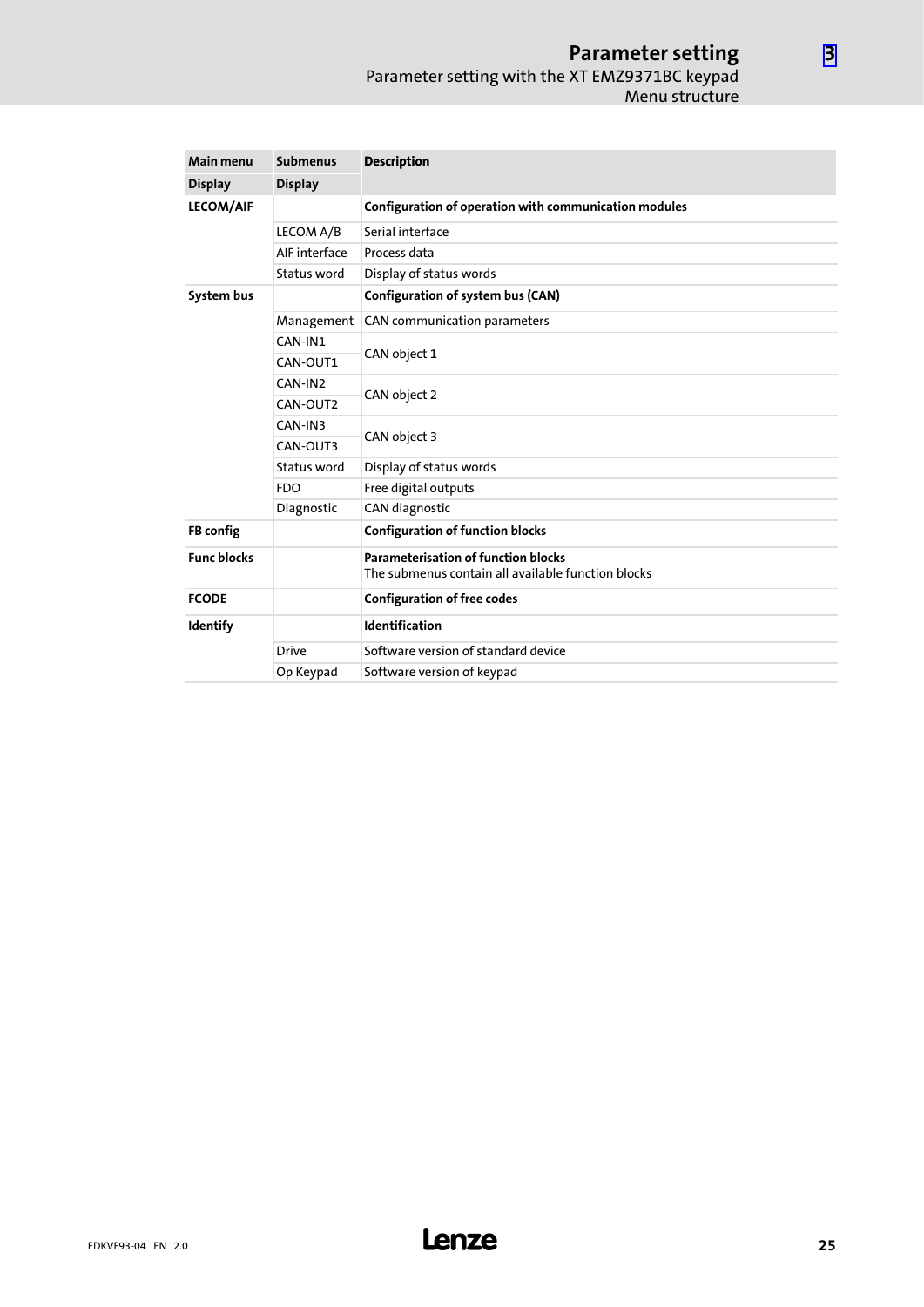| Main menu | Submenus | Description |
|---|---|---|
| **Display** | **Display** | |
| **LECOM/AIF** | | **Configuration of operation with communication modules** |
| | LECOM A/B | Serial interface |
| | AIF interface | Process data |
| | Status word | Display of status words |
| **System bus** | | **Configuration of system bus (CAN)** |
| | Management | CAN communication parameters |
| | CAN-IN1 | CAN object 1 |
| | CAN-OUT1 | |
| | CAN-IN2 | CAN object 2 |
| | CAN-OUT2 | |
| | CAN-IN3 | CAN object 3 |
| | CAN-OUT3 | |
| | Status word | Display of status words |
| | FDO | Free digital outputs |
| | Diagnostic | CAN diagnostic |
| **FB config** | | **Configuration of function blocks** |
| **Func blocks** | | **Parameterisation of function blocks** The submenus contain all available function blocks |
| **FCODE** | | **Configuration of free codes** |
| **Identify** | | **Identification** |
| | Drive | Software version of standard device |
| | Op Keypad | Software version of keypad |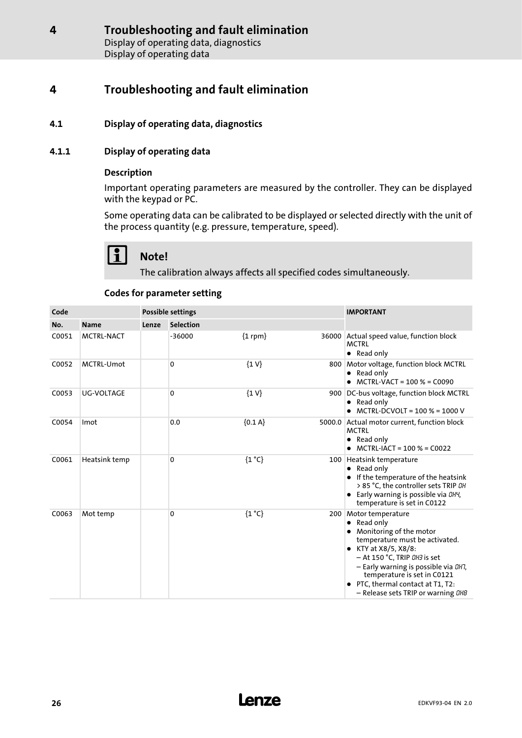# 4 Troubleshooting and fault elimination

## 4.1 Display of operating data, diagnostics

### 4.1.1 Display of operating data

**Description**

Important operating parameters are measured by the controller. They can be displayed with the keypad or PC.

Some operating data can be calibrated to be displayed or selected directly with the unit of the process quantity (e.g. pressure, temperature, speed).

**Note!**

The calibration always affects all specified codes simultaneously.

**Codes for parameter setting**

| Code | | Possible settings | | | | IMPORTANT |
|---|---|---|---|---|---|---|
| No. | Name | Lenze | Selection | | | |
| C0051 | MCTRL-NACT | | -36000 | {1 rpm} | 36000 | Actual speed value, function block MCTRL<br>• Read only |
| C0052 | MCTRL-Umot | | 0 | {1 V} | 800 | Motor voltage, function block MCTRL<br>• Read only<br>• MCTRL-VACT = 100 % = C0090 |
| C0053 | UG-VOLTAGE | | 0 | {1 V} | 900 | DC-bus voltage, function block MCTRL<br>• Read only<br>• MCTRL-DCVOLT = 100 % = 1000 V |
| C0054 | Imot | | 0.0 | {0.1 A} | 5000.0 | Actual motor current, function block MCTRL<br>• Read only<br>• MCTRL-IACT = 100 % = C0022 |
| C0061 | Heatsink temp | | 0 | {1 °C} | 100 | Heatsink temperature<br>• Read only<br>• If the temperature of the heatsink > 85 °C, the controller sets TRIP *OH*<br>• Early warning is possible via *OH4*, temperature is set in C0122 |
| C0063 | Mot temp | | 0 | {1 °C} | 200 | Motor temperature<br>• Read only<br>• Monitoring of the motor temperature must be activated.<br>• KTY at X8/5, X8/8:<br>– At 150 °C, TRIP *OH3* is set<br>– Early warning is possible via *OH7*, temperature is set in C0121<br>• PTC, thermal contact at T1, T2:<br>– Release sets TRIP or warning *OH8* |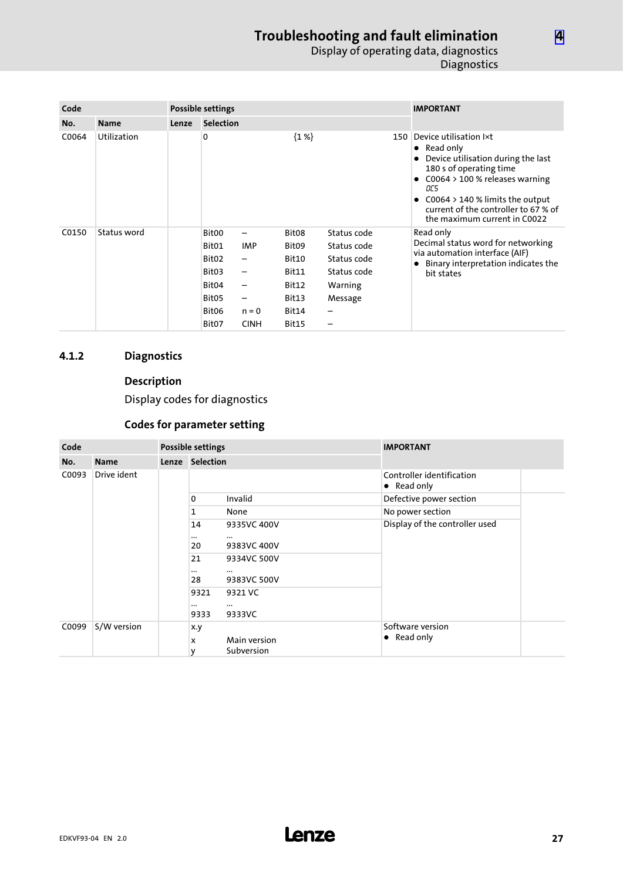| Code | | Possible settings | | | | IMPORTANT |
|---|---|---|---|---|---|---|
| No. | Name | Lenze | Selection | | | |
| C0064 | Utilization | | 0 | {1 %} | 150 | Device utilisation I×t<br>● Read only<br>● Device utilisation during the last 180 s of operating time<br>● C0064 > 100 % releases warning OC5<br>● C0064 > 140 % limits the output current of the controller to 67 % of the maximum current in C0022 |
| C0150 | Status word | | Bit00 – <br>Bit01 IMP<br>Bit02 –<br>Bit03 –<br>Bit04 –<br>Bit05 –<br>Bit06 n = 0<br>Bit07 CINH | Bit08 Status code<br>Bit09 Status code<br>Bit10 Status code<br>Bit11 Status code<br>Bit12 Warning<br>Bit13 Message<br>Bit14 –<br>Bit15 – | | Read only<br>Decimal status word for networking via automation interface (AIF)<br>● Binary interpretation indicates the bit states |

### 4.1.2 Diagnostics

**Description**

Display codes for diagnostics

**Codes for parameter setting**

| Code | | Possible settings | | | IMPORTANT |
|---|---|---|---|---|---|
| No. | Name | Lenze | Selection | | |
| C0093 | Drive ident | | | | Controller identification<br>● Read only |
| | | | 0 | Invalid | Defective power section |
| | | | 1 | None | No power section |
| | | | 14<br>...<br>20 | 9335VC 400V<br>...<br>9383VC 400V | Display of the controller used |
| | | | 21<br>...<br>28 | 9334VC 500V<br>...<br>9383VC 500V | |
| | | | 9321<br>...<br>9333 | 9321 VC<br>...<br>9333VC | |
| C0099 | S/W version | | x.y<br>x<br>y | <br>Main version<br>Subversion | Software version<br>● Read only |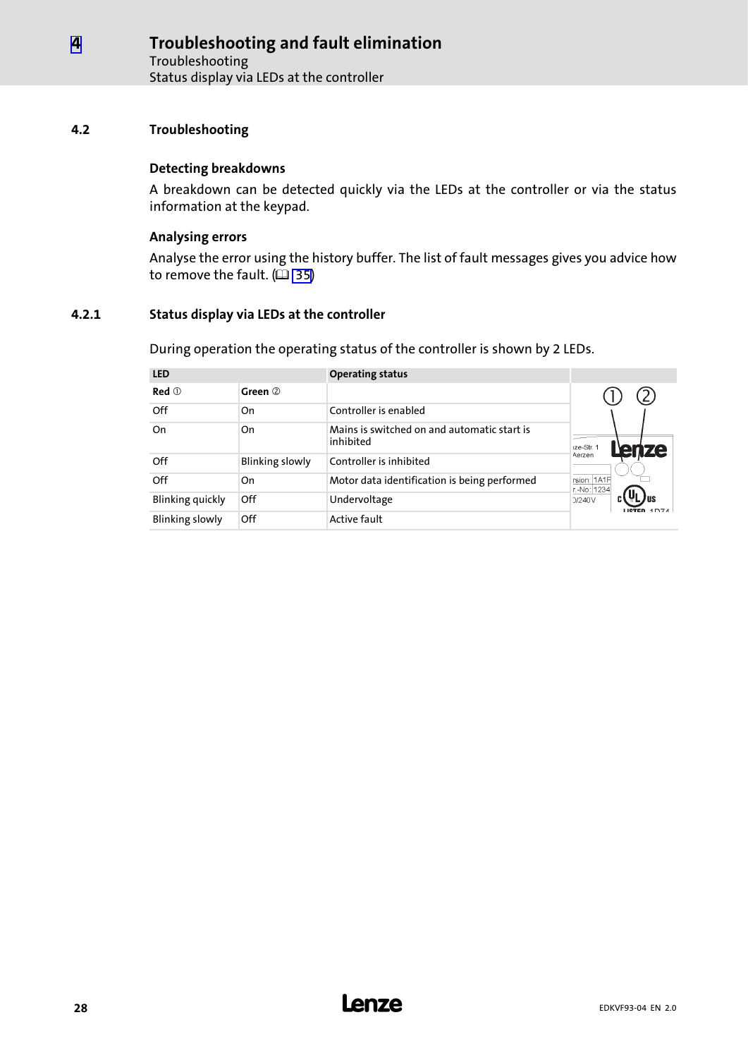## 4.2 Troubleshooting

### Detecting breakdowns

A breakdown can be detected quickly via the LEDs at the controller or via the status information at the keypad.

### Analysing errors

Analyse the error using the history buffer. The list of fault messages gives you advice how to remove the fault. (📖 35)

### 4.2.1 Status display via LEDs at the controller

During operation the operating status of the controller is shown by 2 LEDs.

| LED | | Operating status |
|---|---|---|
| **Red** ① | **Green** ② | |
| Off | On | Controller is enabled |
| On | On | Mains is switched on and automatic start is inhibited |
| Off | Blinking slowly | Controller is inhibited |
| Off | On | Motor data identification is being performed |
| Blinking quickly | Off | Undervoltage |
| Blinking slowly | Off | Active fault |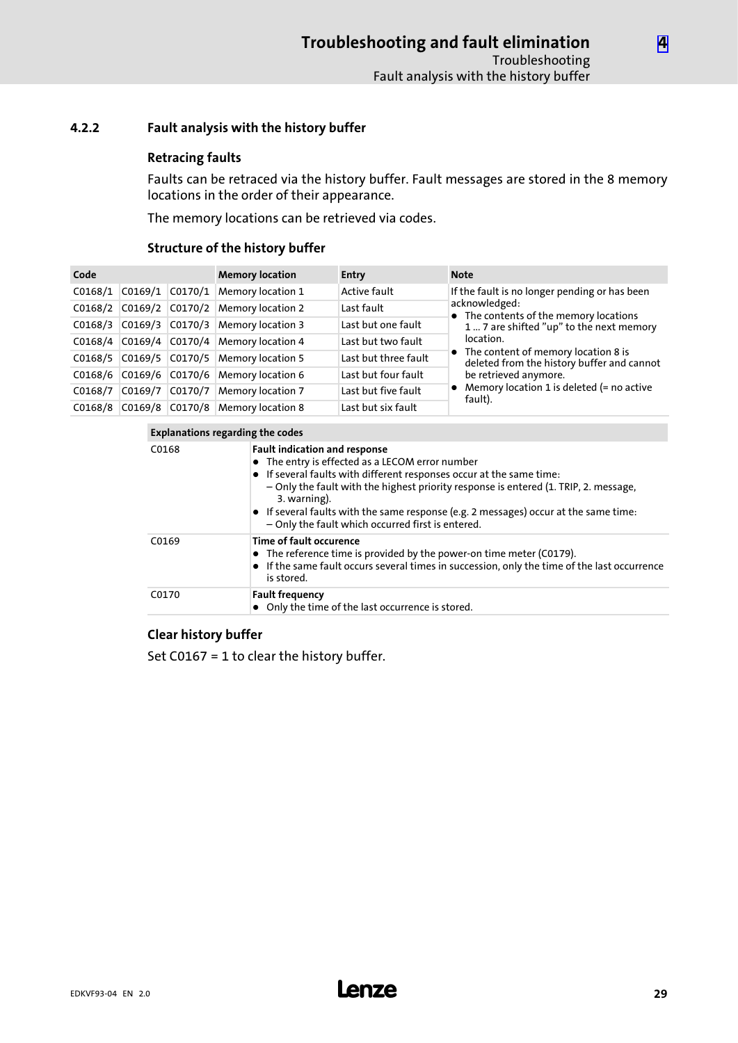### 4.2.2 Fault analysis with the history buffer

#### Retracing faults

Faults can be retraced via the history buffer. Fault messages are stored in the 8 memory locations in the order of their appearance.

The memory locations can be retrieved via codes.

#### Structure of the history buffer

| Code | | | Memory location | Entry | Note |
|---|---|---|---|---|---|
| C0168/1 | C0169/1 | C0170/1 | Memory location 1 | Active fault | If the fault is no longer pending or has been acknowledged:<br>● The contents of the memory locations 1 ... 7 are shifted "up" to the next memory location.<br>● The content of memory location 8 is deleted from the history buffer and cannot be retrieved anymore.<br>● Memory location 1 is deleted (= no active fault). |
| C0168/2 | C0169/2 | C0170/2 | Memory location 2 | Last fault | |
| C0168/3 | C0169/3 | C0170/3 | Memory location 3 | Last but one fault | |
| C0168/4 | C0169/4 | C0170/4 | Memory location 4 | Last but two fault | |
| C0168/5 | C0169/5 | C0170/5 | Memory location 5 | Last but three fault | |
| C0168/6 | C0169/6 | C0170/6 | Memory location 6 | Last but four fault | |
| C0168/7 | C0169/7 | C0170/7 | Memory location 7 | Last but five fault | |
| C0168/8 | C0169/8 | C0170/8 | Memory location 8 | Last but six fault | |

| Explanations regarding the codes | |
|---|---|
| C0168 | **Fault indication and response**<br>● The entry is effected as a LECOM error number<br>● If several faults with different responses occur at the same time:<br>– Only the fault with the highest priority response is entered (1. TRIP, 2. message, 3. warning).<br>● If several faults with the same response (e.g. 2 messages) occur at the same time:<br>– Only the fault which occurred first is entered. |
| C0169 | **Time of fault occurence**<br>● The reference time is provided by the power-on time meter (C0179).<br>● If the same fault occurs several times in succession, only the time of the last occurrence is stored. |
| C0170 | **Fault frequency**<br>● Only the time of the last occurrence is stored. |

#### Clear history buffer

Set C0167 = 1 to clear the history buffer.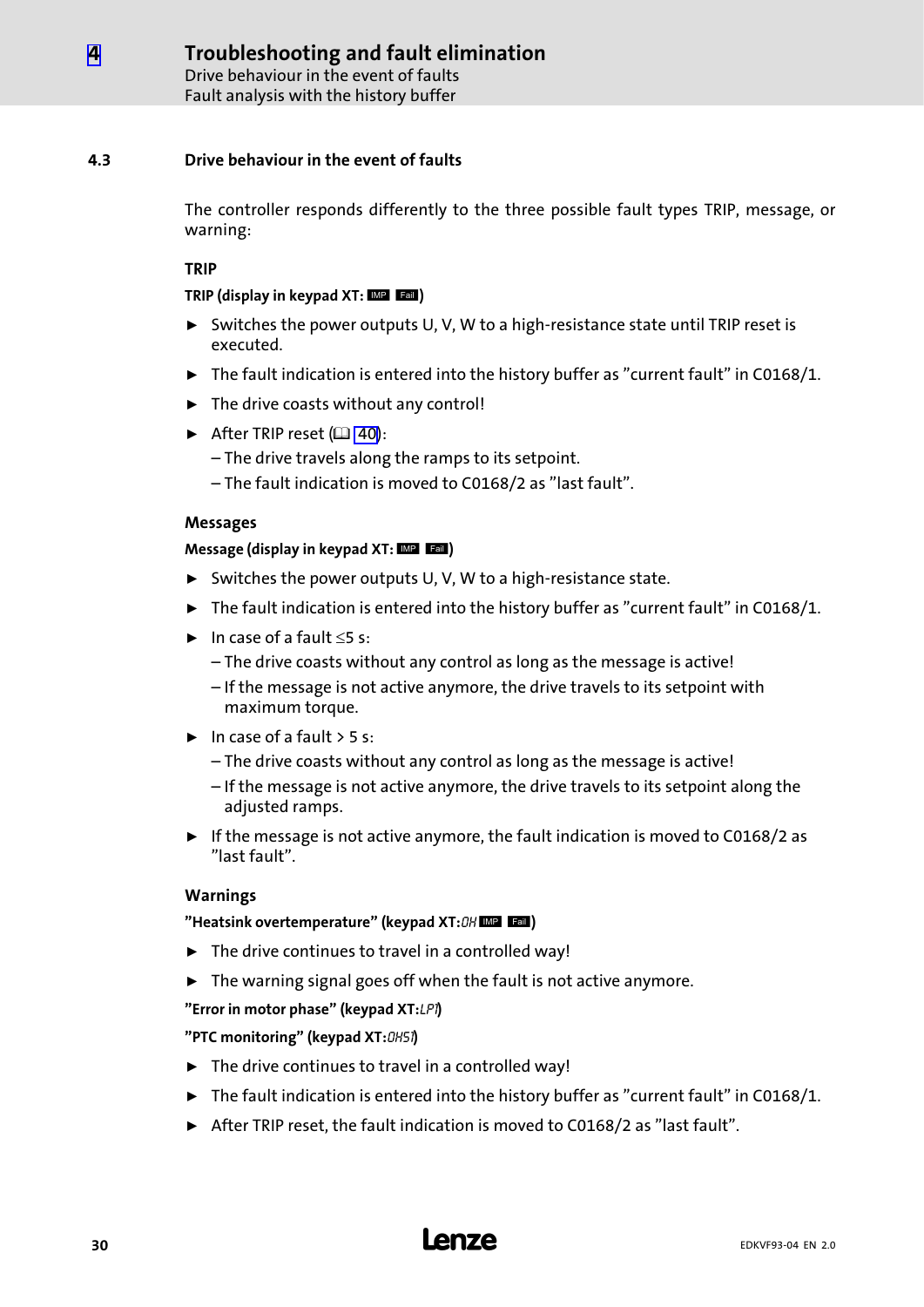### 4.3 Drive behaviour in the event of faults

The controller responds differently to the three possible fault types TRIP, message, or warning:

#### TRIP

**TRIP (display in keypad XT: IMP Fail)**

- Switches the power outputs U, V, W to a high-resistance state until TRIP reset is executed.
- The fault indication is entered into the history buffer as "current fault" in C0168/1.
- The drive coasts without any control!
- After TRIP reset (📖 40):
  - The drive travels along the ramps to its setpoint.
  - The fault indication is moved to C0168/2 as "last fault".

#### Messages

**Message (display in keypad XT: IMP Fail)**

- Switches the power outputs U, V, W to a high-resistance state.
- The fault indication is entered into the history buffer as "current fault" in C0168/1.
- In case of a fault ≤5 s:
  - The drive coasts without any control as long as the message is active!
  - If the message is not active anymore, the drive travels to its setpoint with maximum torque.
- In case of a fault > 5 s:
  - The drive coasts without any control as long as the message is active!
  - If the message is not active anymore, the drive travels to its setpoint along the adjusted ramps.
- If the message is not active anymore, the fault indication is moved to C0168/2 as "last fault".

#### Warnings

**"Heatsink overtemperature" (keypad XT: OH IMP Fail)**

- The drive continues to travel in a controlled way!
- The warning signal goes off when the fault is not active anymore.

**"Error in motor phase" (keypad XT: LP1)**

**"PTC monitoring" (keypad XT: OH51)**

- The drive continues to travel in a controlled way!
- The fault indication is entered into the history buffer as "current fault" in C0168/1.
- After TRIP reset, the fault indication is moved to C0168/2 as "last fault".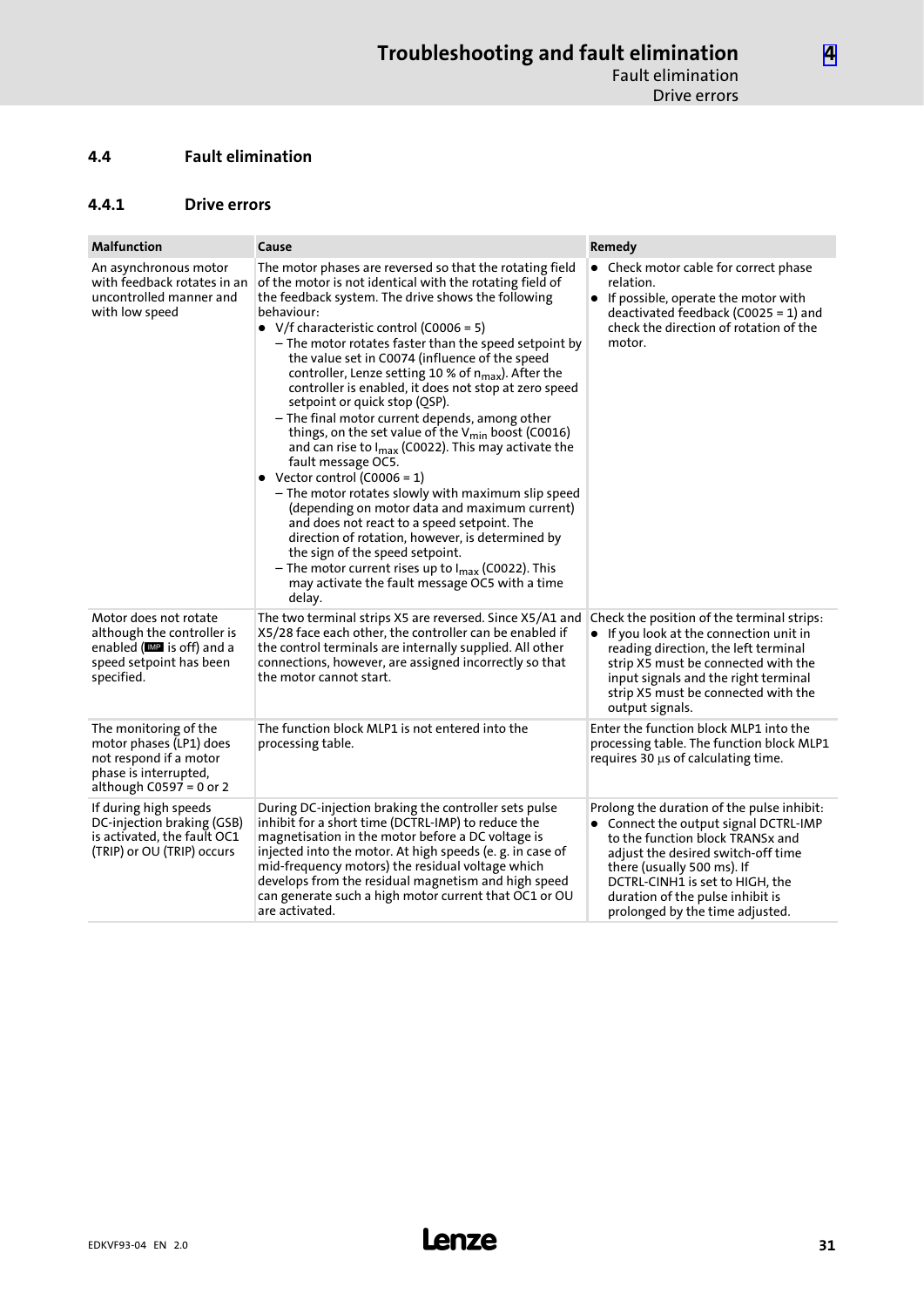## 4.4 Fault elimination

### 4.4.1 Drive errors

| Malfunction | Cause | Remedy |
|---|---|---|
| An asynchronous motor with feedback rotates in an uncontrolled manner and with low speed | The motor phases are reversed so that the rotating field of the motor is not identical with the rotating field of the feedback system. The drive shows the following behaviour:<br>● V/f characteristic control (C0006 = 5)<br>– The motor rotates faster than the speed setpoint by the value set in C0074 (influence of the speed controller, Lenze setting 10 % of $n_{max}$). After the controller is enabled, it does not stop at zero speed setpoint or quick stop (QSP).<br>– The final motor current depends, among other things, on the set value of the $V_{min}$ boost (C0016) and can rise to $I_{max}$ (C0022). This may activate the fault message OC5.<br>● Vector control (C0006 = 1)<br>– The motor rotates slowly with maximum slip speed (depending on motor data and maximum current) and does not react to a speed setpoint. The direction of rotation, however, is determined by the sign of the speed setpoint.<br>– The motor current rises up to $I_{max}$ (C0022). This may activate the fault message OC5 with a time delay. | ● Check motor cable for correct phase relation.<br>● If possible, operate the motor with deactivated feedback (C0025 = 1) and check the direction of rotation of the motor. |
| Motor does not rotate although the controller is enabled (IMP is off) and a speed setpoint has been specified. | The two terminal strips X5 are reversed. Since X5/A1 and X5/28 face each other, the controller can be enabled if the control terminals are internally supplied. All other connections, however, are assigned incorrectly so that the motor cannot start. | Check the position of the terminal strips:<br>● If you look at the connection unit in reading direction, the left terminal strip X5 must be connected with the input signals and the right terminal strip X5 must be connected with the output signals. |
| The monitoring of the motor phases (LP1) does not respond if a motor phase is interrupted, although C0597 = 0 or 2 | The function block MLP1 is not entered into the processing table. | Enter the function block MLP1 into the processing table. The function block MLP1 requires 30 µs of calculating time. |
| If during high speeds DC-injection braking (GSB) is activated, the fault OC1 (TRIP) or OU (TRIP) occurs | During DC-injection braking the controller sets pulse inhibit for a short time (DCTRL-IMP) to reduce the magnetisation in the motor before a DC voltage is injected into the motor. At high speeds (e. g. in case of mid-frequency motors) the residual voltage which develops from the residual magnetism and high speed can generate such a high motor current that OC1 or OU are activated. | Prolong the duration of the pulse inhibit:<br>● Connect the output signal DCTRL-IMP to the function block TRANSx and adjust the desired switch-off time there (usually 500 ms). If DCTRL-CINH1 is set to HIGH, the duration of the pulse inhibit is prolonged by the time adjusted. |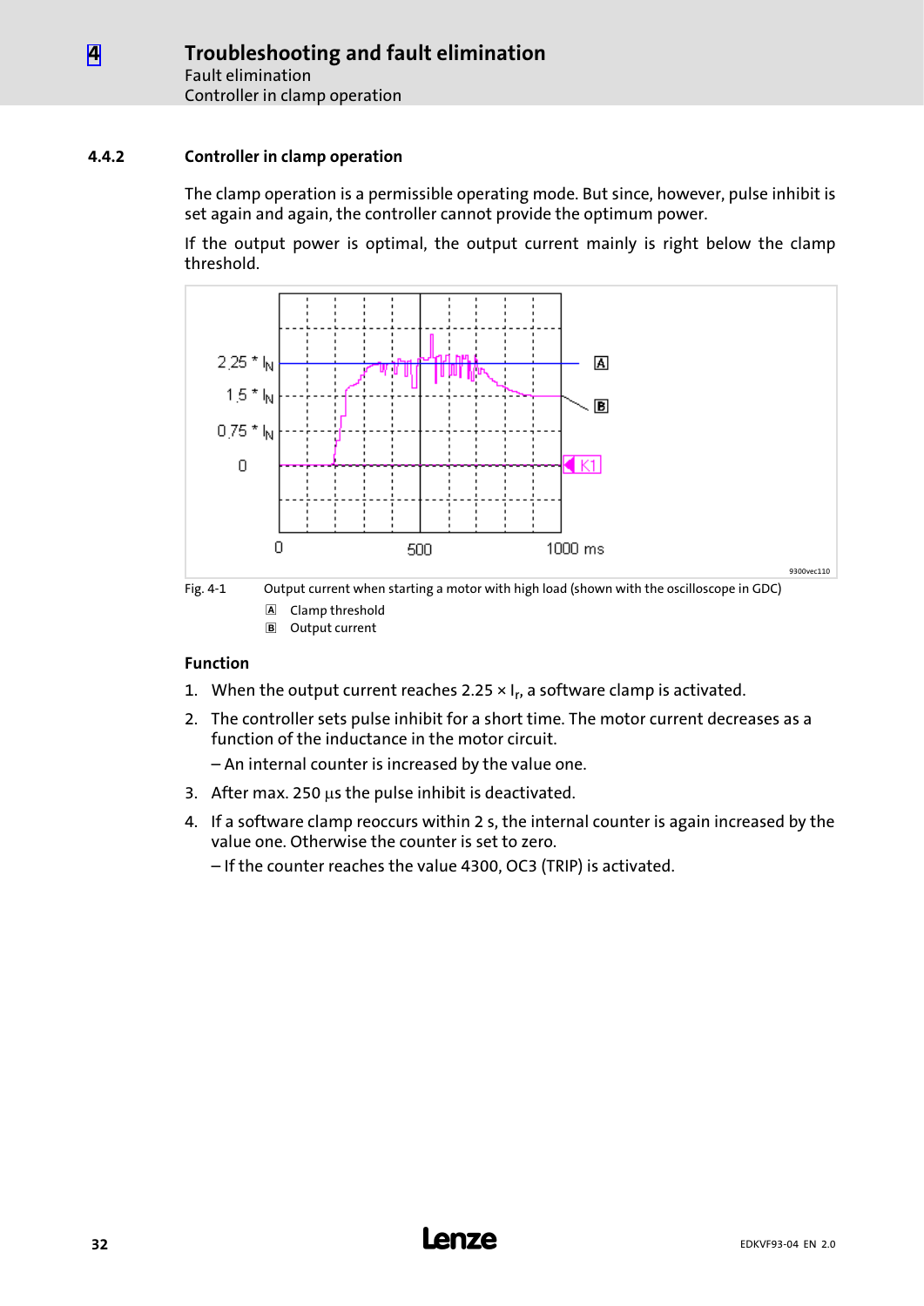#### 4.4.2 Controller in clamp operation

The clamp operation is a permissible operating mode. But since, however, pulse inhibit is set again and again, the controller cannot provide the optimum power.

If the output power is optimal, the output current mainly is right below the clamp threshold.

Fig. 4-1 Output current when starting a motor with high load (shown with the oscilloscope in GDC)

A Clamp threshold

B Output current

**Function**

1. When the output current reaches 2.25 × $I_r$, a software clamp is activated.
2. The controller sets pulse inhibit for a short time. The motor current decreases as a function of the inductance in the motor circuit.
   – An internal counter is increased by the value one.
3. After max. 250 µs the pulse inhibit is deactivated.
4. If a software clamp reoccurs within 2 s, the internal counter is again increased by the value one. Otherwise the counter is set to zero.
   – If the counter reaches the value 4300, OC3 (TRIP) is activated.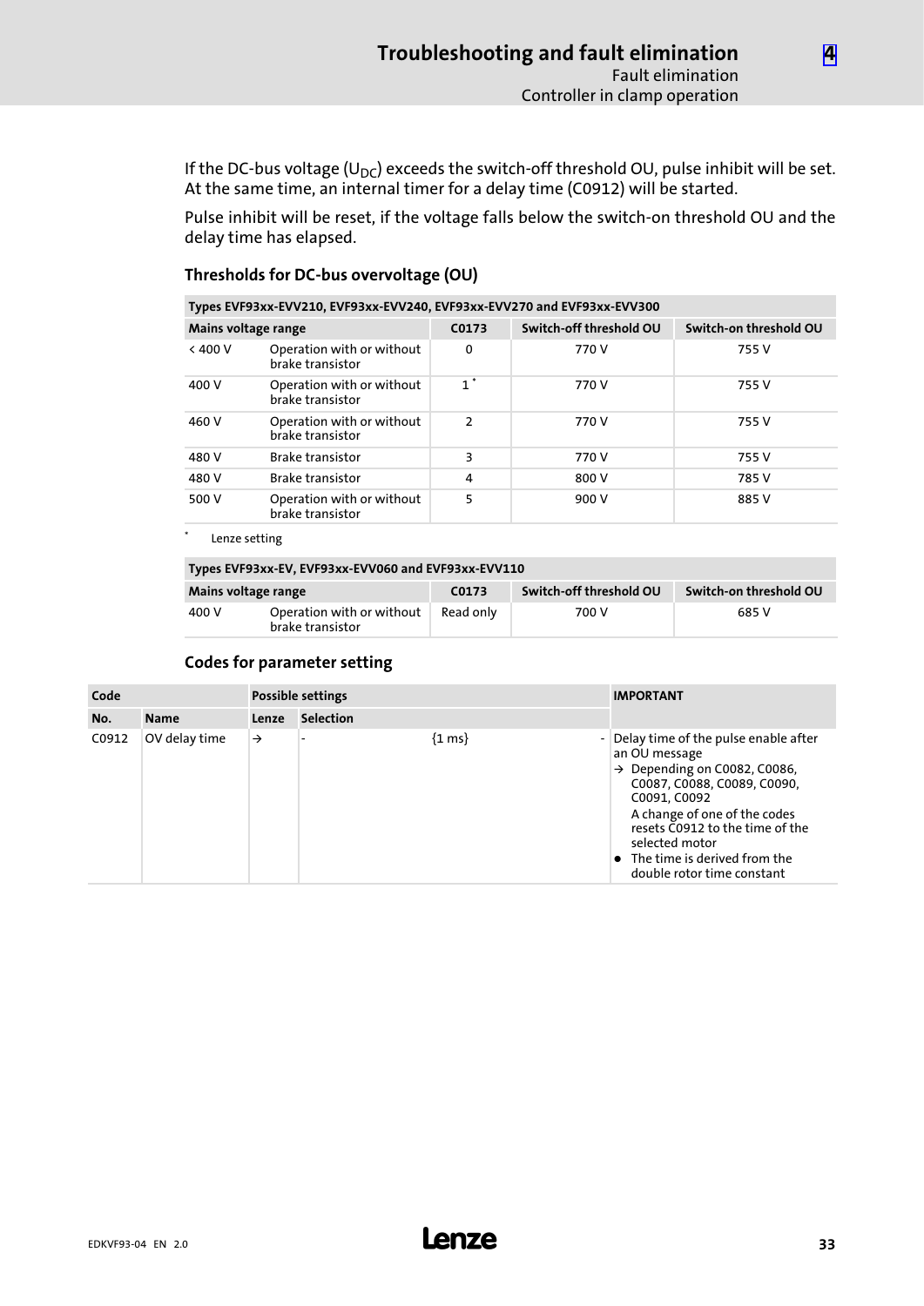If the DC-bus voltage ($U_{DC}$) exceeds the switch-off threshold OU, pulse inhibit will be set. At the same time, an internal timer for a delay time (C0912) will be started.

Pulse inhibit will be reset, if the voltage falls below the switch-on threshold OU and the delay time has elapsed.

### Thresholds for DC-bus overvoltage (OU)

| Types EVF93xx-EVV210, EVF93xx-EVV240, EVF93xx-EVV270 and EVF93xx-EVV300 | | | | |
|---|---|---|---|---|
| **Mains voltage range** | | **C0173** | **Switch-off threshold OU** | **Switch-on threshold OU** |
| < 400 V | Operation with or without brake transistor | 0 | 770 V | 755 V |
| 400 V | Operation with or without brake transistor | 1 * | 770 V | 755 V |
| 460 V | Operation with or without brake transistor | 2 | 770 V | 755 V |
| 480 V | Brake transistor | 3 | 770 V | 755 V |
| 480 V | Brake transistor | 4 | 800 V | 785 V |
| 500 V | Operation with or without brake transistor | 5 | 900 V | 885 V |

\* Lenze setting

| Types EVF93xx-EV, EVF93xx-EVV060 and EVF93xx-EVV110 | | | | |
|---|---|---|---|---|
| **Mains voltage range** | | **C0173** | **Switch-off threshold OU** | **Switch-on threshold OU** |
| 400 V | Operation with or without brake transistor | Read only | 700 V | 685 V |

### Codes for parameter setting

| Code | | Possible settings | | | | IMPORTANT |
|---|---|---|---|---|---|---|
| **No.** | **Name** | **Lenze** | **Selection** | | | |
| C0912 | OV delay time | → | - | {1 ms} | - | Delay time of the pulse enable after an OU message<br>→ Depending on C0082, C0086, C0087, C0088, C0089, C0090, C0091, C0092<br>A change of one of the codes resets C0912 to the time of the selected motor<br>● The time is derived from the double rotor time constant |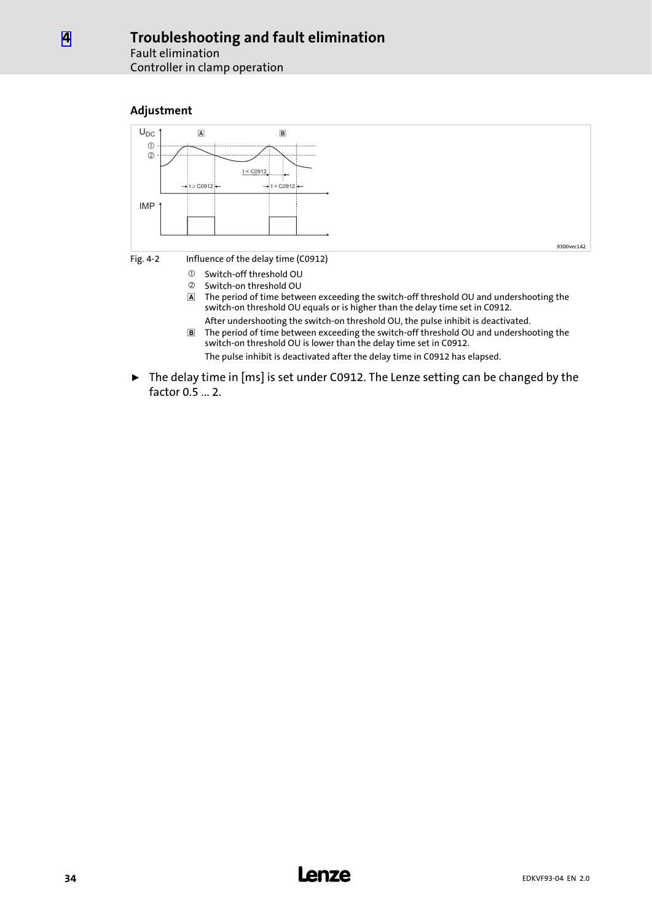### Adjustment

Fig. 4-2 Influence of the delay time (C0912)

① Switch-off threshold OU

② Switch-on threshold OU

A The period of time between exceeding the switch-off threshold OU and undershooting the switch-on threshold OU equals or is higher than the delay time set in C0912.

After undershooting the switch-on threshold OU, the pulse inhibit is deactivated.

B The period of time between exceeding the switch-off threshold OU and undershooting the switch-on threshold OU is lower than the delay time set in C0912.

The pulse inhibit is deactivated after the delay time in C0912 has elapsed.

► The delay time in [ms] is set under C0912. The Lenze setting can be changed by the factor 0.5 ... 2.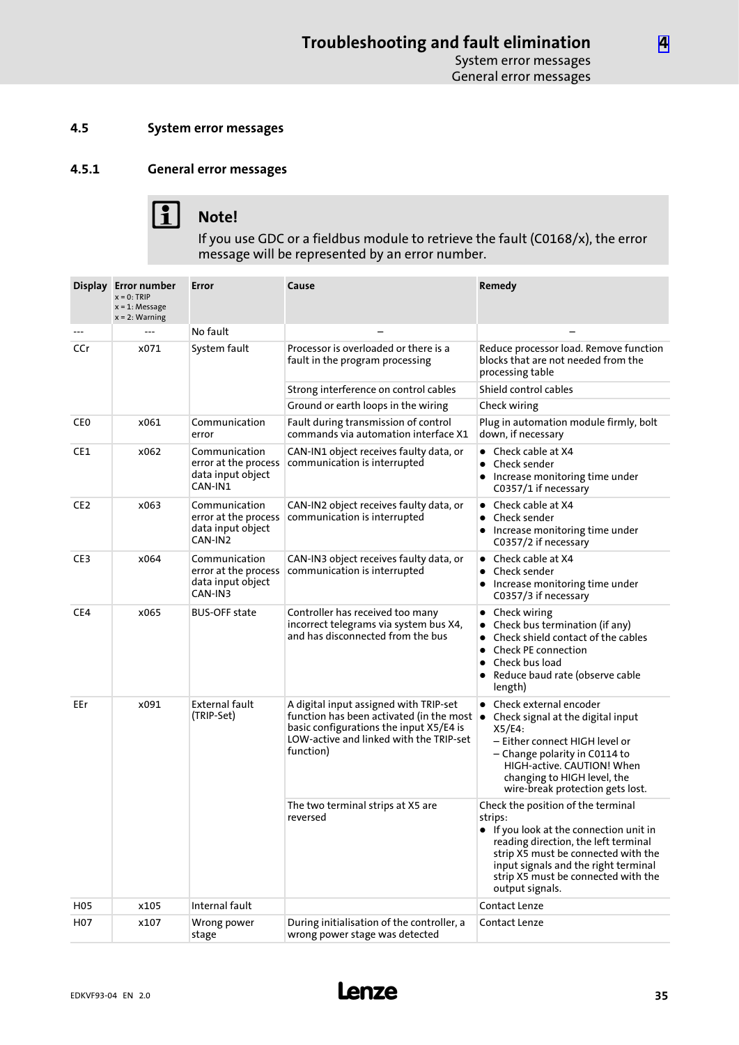## 4.5 System error messages

### 4.5.1 General error messages

> **Note!**
> If you use GDC or a fieldbus module to retrieve the fault (C0168/x), the error message will be represented by an error number.

| Display | Error number<br>x = 0: TRIP<br>x = 1: Message<br>x = 2: Warning | Error | Cause | Remedy |
|---|---|---|---|---|
| --- | --- | No fault | – | – |
| CCr | x071 | System fault | Processor is overloaded or there is a fault in the program processing | Reduce processor load. Remove function blocks that are not needed from the processing table |
| | | | Strong interference on control cables | Shield control cables |
| | | | Ground or earth loops in the wiring | Check wiring |
| CE0 | x061 | Communication error | Fault during transmission of control commands via automation interface X1 | Plug in automation module firmly, bolt down, if necessary |
| CE1 | x062 | Communication error at the process data input object CAN-IN1 | CAN-IN1 object receives faulty data, or communication is interrupted | • Check cable at X4<br>• Check sender<br>• Increase monitoring time under C0357/1 if necessary |
| CE2 | x063 | Communication error at the process data input object CAN-IN2 | CAN-IN2 object receives faulty data, or communication is interrupted | • Check cable at X4<br>• Check sender<br>• Increase monitoring time under C0357/2 if necessary |
| CE3 | x064 | Communication error at the process data input object CAN-IN3 | CAN-IN3 object receives faulty data, or communication is interrupted | • Check cable at X4<br>• Check sender<br>• Increase monitoring time under C0357/3 if necessary |
| CE4 | x065 | BUS-OFF state | Controller has received too many incorrect telegrams via system bus X4, and has disconnected from the bus | • Check wiring<br>• Check bus termination (if any)<br>• Check shield contact of the cables<br>• Check PE connection<br>• Check bus load<br>• Reduce baud rate (observe cable length) |
| EEr | x091 | External fault (TRIP-Set) | A digital input assigned with TRIP-set function has been activated (in the most basic configurations the input X5/E4 is LOW-active and linked with the TRIP-set function) | • Check external encoder<br>• Check signal at the digital input X5/E4:<br>– Either connect HIGH level or<br>– Change polarity in C0114 to HIGH-active. CAUTION! When changing to HIGH level, the wire-break protection gets lost. |
| | | | The two terminal strips at X5 are reversed | Check the position of the terminal strips:<br>• If you look at the connection unit in reading direction, the left terminal strip X5 must be connected with the input signals and the right terminal strip X5 must be connected with the output signals. |
| H05 | x105 | Internal fault | | Contact Lenze |
| H07 | x107 | Wrong power stage | During initialisation of the controller, a wrong power stage was detected | Contact Lenze |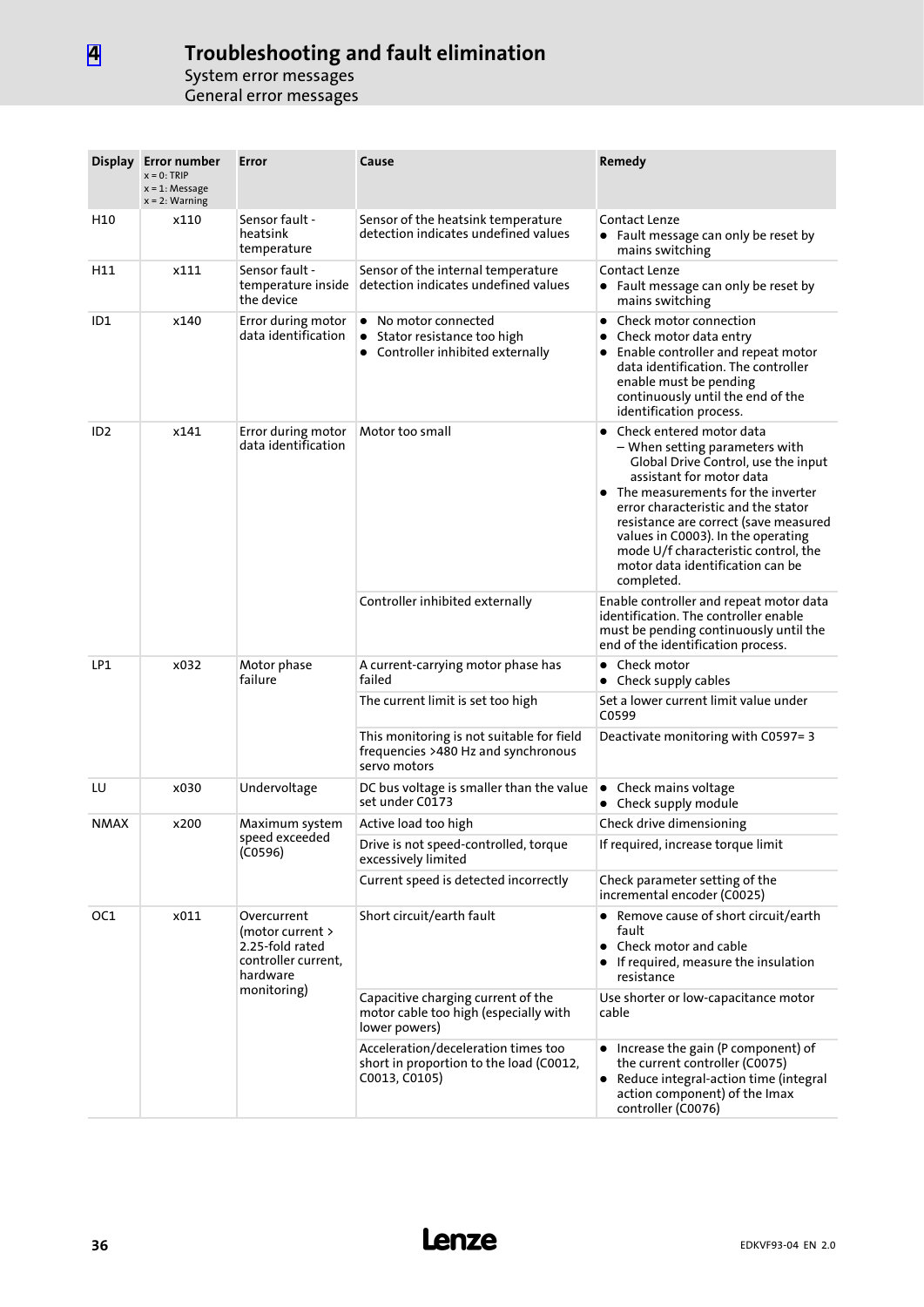# 4 Troubleshooting and fault elimination

System error messages

General error messages

| Display | Error number<br>x = 0: TRIP<br>x = 1: Message<br>x = 2: Warning | Error | Cause | Remedy |
|---|---|---|---|---|
| H10 | x110 | Sensor fault - heatsink temperature | Sensor of the heatsink temperature detection indicates undefined values | Contact Lenze<br>• Fault message can only be reset by mains switching |
| H11 | x111 | Sensor fault - temperature inside the device | Sensor of the internal temperature detection indicates undefined values | Contact Lenze<br>• Fault message can only be reset by mains switching |
| ID1 | x140 | Error during motor data identification | • No motor connected<br>• Stator resistance too high<br>• Controller inhibited externally | • Check motor connection<br>• Check motor data entry<br>• Enable controller and repeat motor data identification. The controller enable must be pending continuously until the end of the identification process. |
| ID2 | x141 | Error during motor data identification | Motor too small | • Check entered motor data<br>– When setting parameters with Global Drive Control, use the input assistant for motor data<br>• The measurements for the inverter error characteristic and the stator resistance are correct (save measured values in C0003). In the operating mode U/f characteristic control, the motor data identification can be completed. |
| | | | Controller inhibited externally | Enable controller and repeat motor data identification. The controller enable must be pending continuously until the end of the identification process. |
| LP1 | x032 | Motor phase failure | A current-carrying motor phase has failed | • Check motor<br>• Check supply cables |
| | | | The current limit is set too high | Set a lower current limit value under C0599 |
| | | | This monitoring is not suitable for field frequencies >480 Hz and synchronous servo motors | Deactivate monitoring with C0597= 3 |
| LU | x030 | Undervoltage | DC bus voltage is smaller than the value set under C0173 | • Check mains voltage<br>• Check supply module |
| NMAX | x200 | Maximum system speed exceeded (C0596) | Active load too high | Check drive dimensioning |
| | | | Drive is not speed-controlled, torque excessively limited | If required, increase torque limit |
| | | | Current speed is detected incorrectly | Check parameter setting of the incremental encoder (C0025) |
| OC1 | x011 | Overcurrent (motor current > 2.25-fold rated controller current, hardware monitoring) | Short circuit/earth fault | • Remove cause of short circuit/earth fault<br>• Check motor and cable<br>• If required, measure the insulation resistance |
| | | | Capacitive charging current of the motor cable too high (especially with lower powers) | Use shorter or low-capacitance motor cable |
| | | | Acceleration/deceleration times too short in proportion to the load (C0012, C0013, C0105) | • Increase the gain (P component) of the current controller (C0075)<br>• Reduce integral-action time (integral action component) of the Imax controller (C0076) |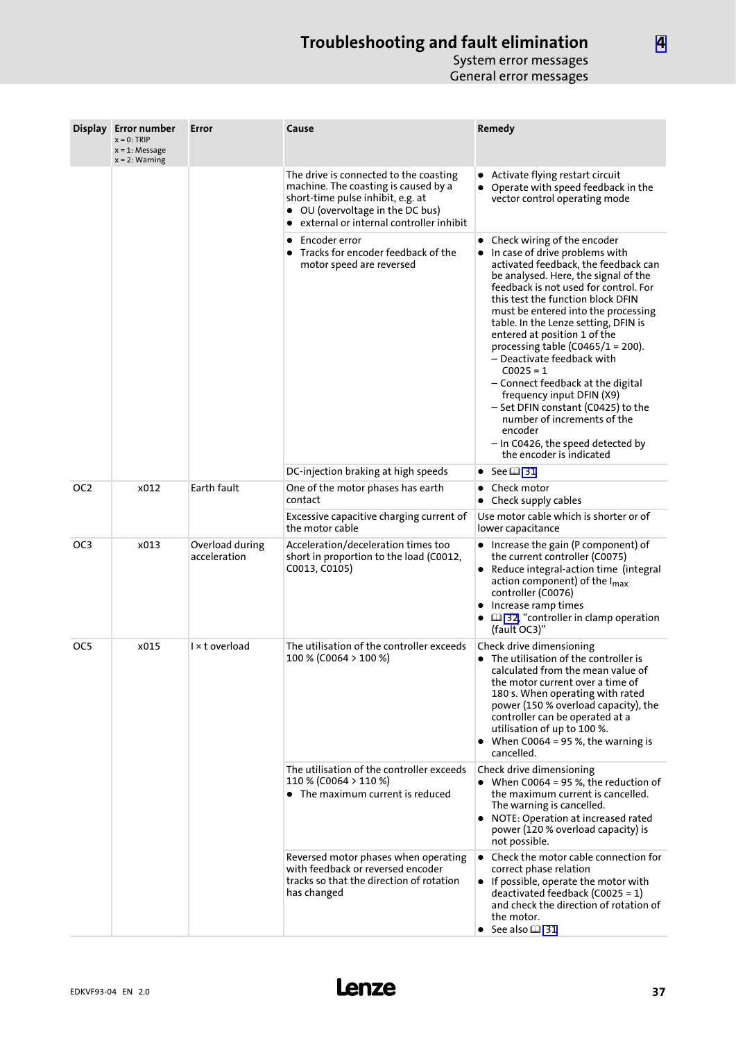| Display | Error number<br>x = 0: TRIP<br>x = 1: Message<br>x = 2: Warning | Error | Cause | Remedy |
|---|---|---|---|---|
| | | | The drive is connected to the coasting machine. The coasting is caused by a short-time pulse inhibit, e.g. at<br>● OU (overvoltage in the DC bus)<br>● external or internal controller inhibit | ● Activate flying restart circuit<br>● Operate with speed feedback in the vector control operating mode |
| | | | ● Encoder error<br>● Tracks for encoder feedback of the motor speed are reversed | ● Check wiring of the encoder<br>● In case of drive problems with activated feedback, the feedback can be analysed. Here, the signal of the feedback is not used for control. For this test the function block DFIN must be entered into the processing table. In the Lenze setting, DFIN is entered at position 1 of the processing table (C0465/1 = 200).<br>– Deactivate feedback with C0025 = 1<br>– Connect feedback at the digital frequency input DFIN (X9)<br>– Set DFIN constant (C0425) to the number of increments of the encoder<br>– In C0426, the speed detected by the encoder is indicated |
| | | | DC-injection braking at high speeds | ● See 📖 31 |
| OC2 | x012 | Earth fault | One of the motor phases has earth contact | ● Check motor<br>● Check supply cables |
| | | | Excessive capacitive charging current of the motor cable | Use motor cable which is shorter or of lower capacitance |
| OC3 | x013 | Overload during acceleration | Acceleration/deceleration times too short in proportion to the load (C0012, C0013, C0105) | ● Increase the gain (P component) of the current controller (C0075)<br>● Reduce integral-action time (integral action component) of the $I_{max}$ controller (C0076)<br>● Increase ramp times<br>● 📖 32, "controller in clamp operation (fault OC3)" |
| OC5 | x015 | I × t overload | The utilisation of the controller exceeds 100 % (C0064 > 100 %) | Check drive dimensioning<br>● The utilisation of the controller is calculated from the mean value of the motor current over a time of 180 s. When operating with rated power (150 % overload capacity), the controller can be operated at a utilisation of up to 100 %.<br>● When C0064 = 95 %, the warning is cancelled. |
| | | | The utilisation of the controller exceeds 110 % (C0064 > 110 %)<br>● The maximum current is reduced | Check drive dimensioning<br>● When C0064 = 95 %, the reduction of the maximum current is cancelled. The warning is cancelled.<br>● NOTE: Operation at increased rated power (120 % overload capacity) is not possible. |
| | | | Reversed motor phases when operating with feedback or reversed encoder tracks so that the direction of rotation has changed | ● Check the motor cable connection for correct phase relation<br>● If possible, operate the motor with deactivated feedback (C0025 = 1) and check the direction of rotation of the motor.<br>● See also 📖 31 |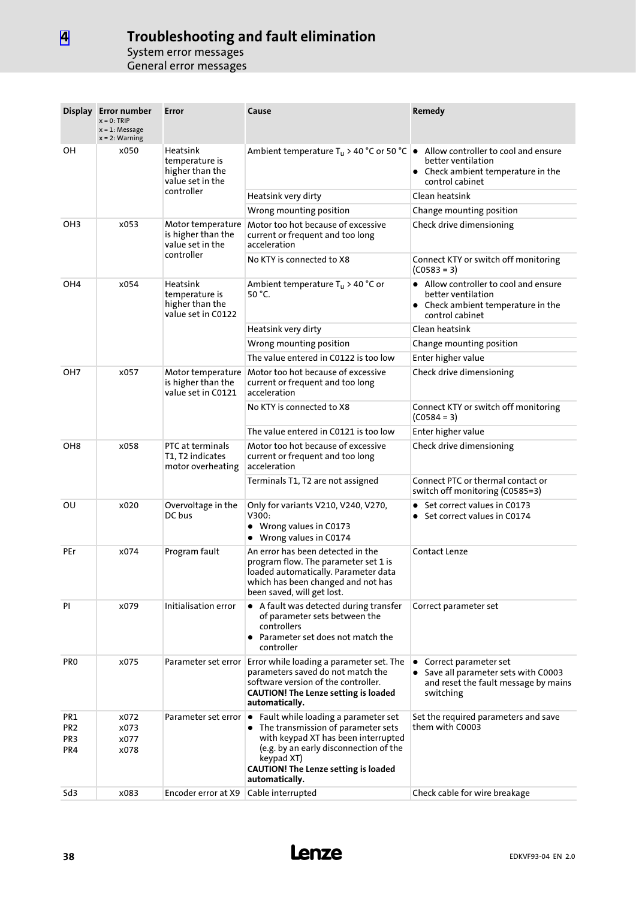# 4 Troubleshooting and fault elimination

## System error messages

### General error messages

| Display | Error number<br>x = 0: TRIP<br>x = 1: Message<br>x = 2: Warning | Error | Cause | Remedy |
|---|---|---|---|---|
| OH | x050 | Heatsink temperature is higher than the value set in the controller | Ambient temperature $T_u$ > 40 °C or 50 °C | • Allow controller to cool and ensure better ventilation<br>• Check ambient temperature in the control cabinet |
| | | | Heatsink very dirty | Clean heatsink |
| | | | Wrong mounting position | Change mounting position |
| OH3 | x053 | Motor temperature is higher than the value set in the controller | Motor too hot because of excessive current or frequent and too long acceleration | Check drive dimensioning |
| | | | No KTY is connected to X8 | Connect KTY or switch off monitoring (C0583 = 3) |
| OH4 | x054 | Heatsink temperature is higher than the value set in C0122 | Ambient temperature $T_u$ > 40 °C or 50 °C. | • Allow controller to cool and ensure better ventilation<br>• Check ambient temperature in the control cabinet |
| | | | Heatsink very dirty | Clean heatsink |
| | | | Wrong mounting position | Change mounting position |
| | | | The value entered in C0122 is too low | Enter higher value |
| OH7 | x057 | Motor temperature is higher than the value set in C0121 | Motor too hot because of excessive current or frequent and too long acceleration | Check drive dimensioning |
| | | | No KTY is connected to X8 | Connect KTY or switch off monitoring (C0584 = 3) |
| | | | The value entered in C0121 is too low | Enter higher value |
| OH8 | x058 | PTC at terminals T1, T2 indicates motor overheating | Motor too hot because of excessive current or frequent and too long acceleration | Check drive dimensioning |
| | | | Terminals T1, T2 are not assigned | Connect PTC or thermal contact or switch off monitoring (C0585=3) |
| OU | x020 | Overvoltage in the DC bus | Only for variants V210, V240, V270, V300:<br>• Wrong values in C0173<br>• Wrong values in C0174 | • Set correct values in C0173<br>• Set correct values in C0174 |
| PEr | x074 | Program fault | An error has been detected in the program flow. The parameter set 1 is loaded automatically. Parameter data which has been changed and not has been saved, will get lost. | Contact Lenze |
| PI | x079 | Initialisation error | • A fault was detected during transfer of parameter sets between the controllers<br>• Parameter set does not match the controller | Correct parameter set |
| PR0 | x075 | Parameter set error | Error while loading a parameter set. The parameters saved do not match the software version of the controller.<br>**CAUTION! The Lenze setting is loaded automatically.** | • Correct parameter set<br>• Save all parameter sets with C0003 and reset the fault message by mains switching |
| PR1<br>PR2<br>PR3<br>PR4 | x072<br>x073<br>x077<br>x078 | Parameter set error | • Fault while loading a parameter set<br>• The transmission of parameter sets with keypad XT has been interrupted (e.g. by an early disconnection of the keypad XT)<br>**CAUTION! The Lenze setting is loaded automatically.** | Set the required parameters and save them with C0003 |
| Sd3 | x083 | Encoder error at X9 | Cable interrupted | Check cable for wire breakage |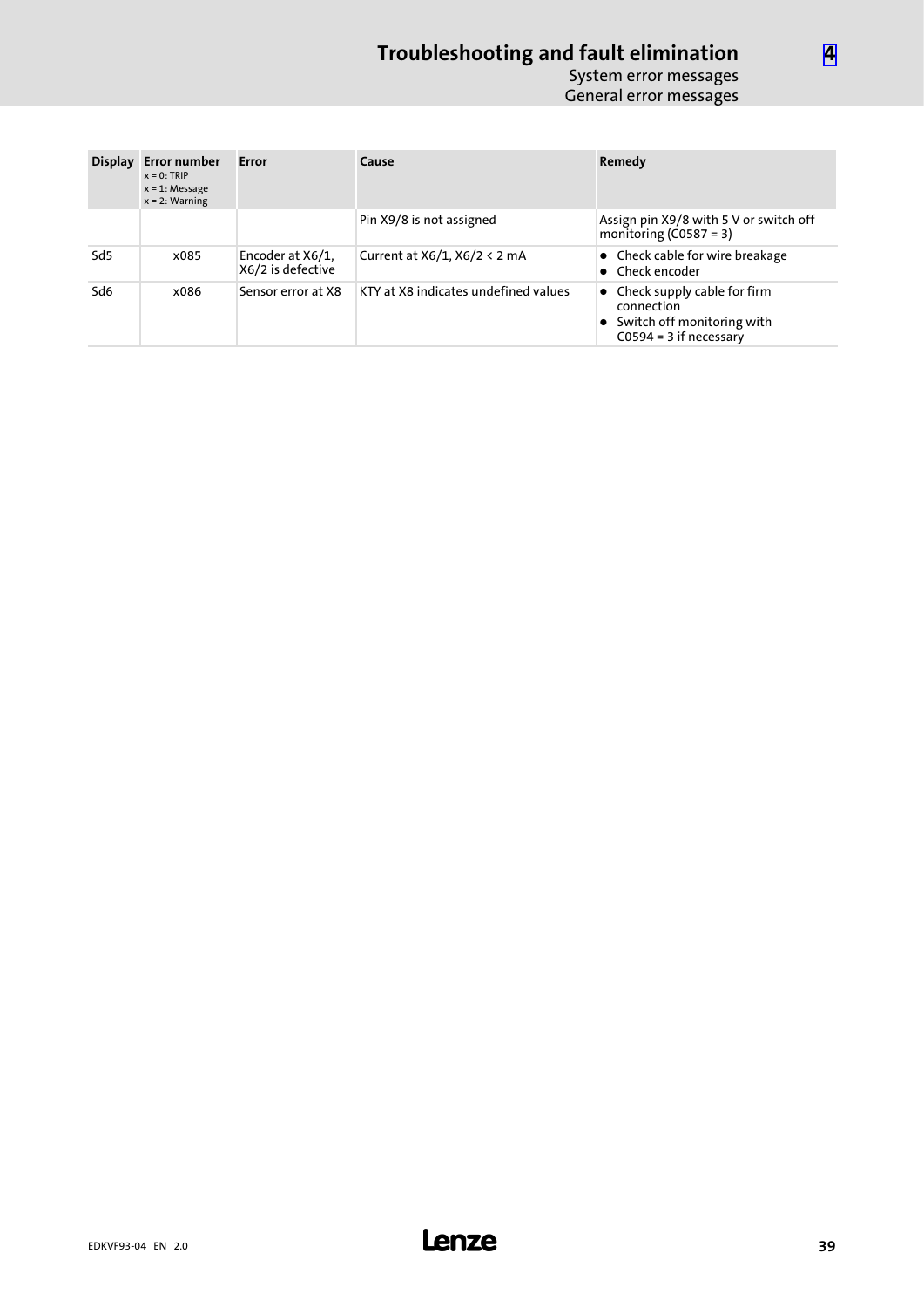| Display | Error number<br>x = 0: TRIP<br>x = 1: Message<br>x = 2: Warning | Error | Cause | Remedy |
|---|---|---|---|---|
| | | | Pin X9/8 is not assigned | Assign pin X9/8 with 5 V or switch off monitoring (C0587 = 3) |
| Sd5 | x085 | Encoder at X6/1, X6/2 is defective | Current at X6/1, X6/2 < 2 mA | • Check cable for wire breakage<br>• Check encoder |
| Sd6 | x086 | Sensor error at X8 | KTY at X8 indicates undefined values | • Check supply cable for firm connection<br>• Switch off monitoring with C0594 = 3 if necessary |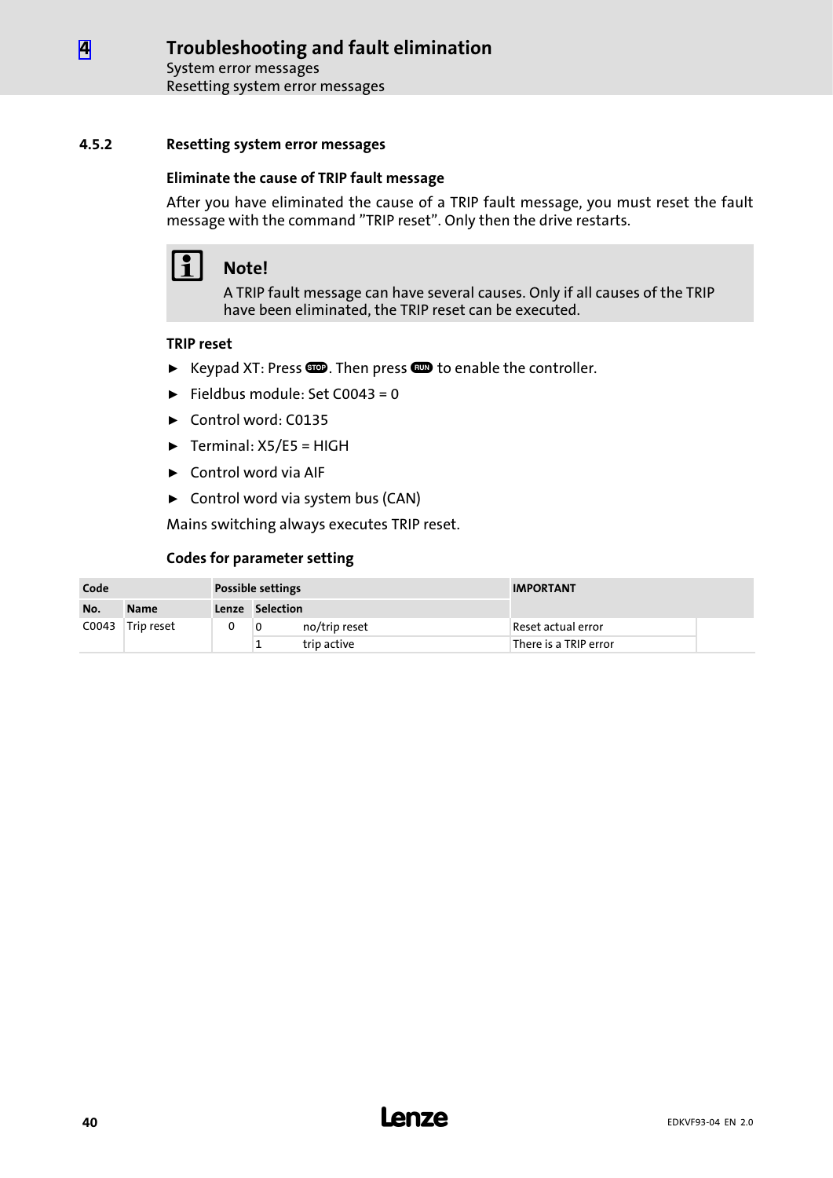### 4.5.2 Resetting system error messages

#### Eliminate the cause of TRIP fault message

After you have eliminated the cause of a TRIP fault message, you must reset the fault message with the command ”TRIP reset”. Only then the drive restarts.

> **Note!**
> A TRIP fault message can have several causes. Only if all causes of the TRIP have been eliminated, the TRIP reset can be executed.

#### TRIP reset

- Keypad XT: Press STOP. Then press RUN to enable the controller.
- Fieldbus module: Set C0043 = 0
- Control word: C0135
- Terminal: X5/E5 = HIGH
- Control word via AIF
- Control word via system bus (CAN)

Mains switching always executes TRIP reset.

#### Codes for parameter setting

| Code | | Possible settings | | | IMPORTANT |
|---|---|---|---|---|---|
| No. | Name | Lenze | Selection | | |
| C0043 | Trip reset | 0 | 0 | no/trip reset | Reset actual error |
| | | | 1 | trip active | There is a TRIP error |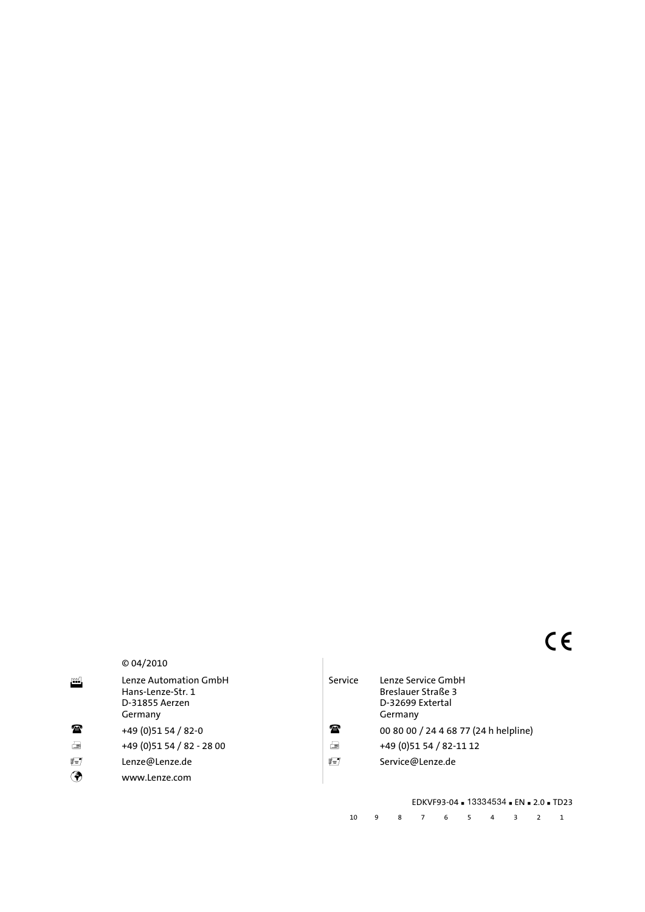© 04/2010

Lenze Automation GmbH
Hans-Lenze-Str. 1
D-31855 Aerzen
Germany

+49 (0)51 54 / 82-0

+49 (0)51 54 / 82 - 28 00

Lenze@Lenze.de

www.Lenze.com

Service

Lenze Service GmbH
Breslauer Straße 3
D-32699 Extertal
Germany

00 80 00 / 24 4 68 77 (24 h helpline)

+49 (0)51 54 / 82-11 12

Service@Lenze.de

EDKVF93-04 ▪ 13334534 ▪ EN ▪ 2.0 ▪ TD23

10 9 8 7 6 5 4 3 2 1